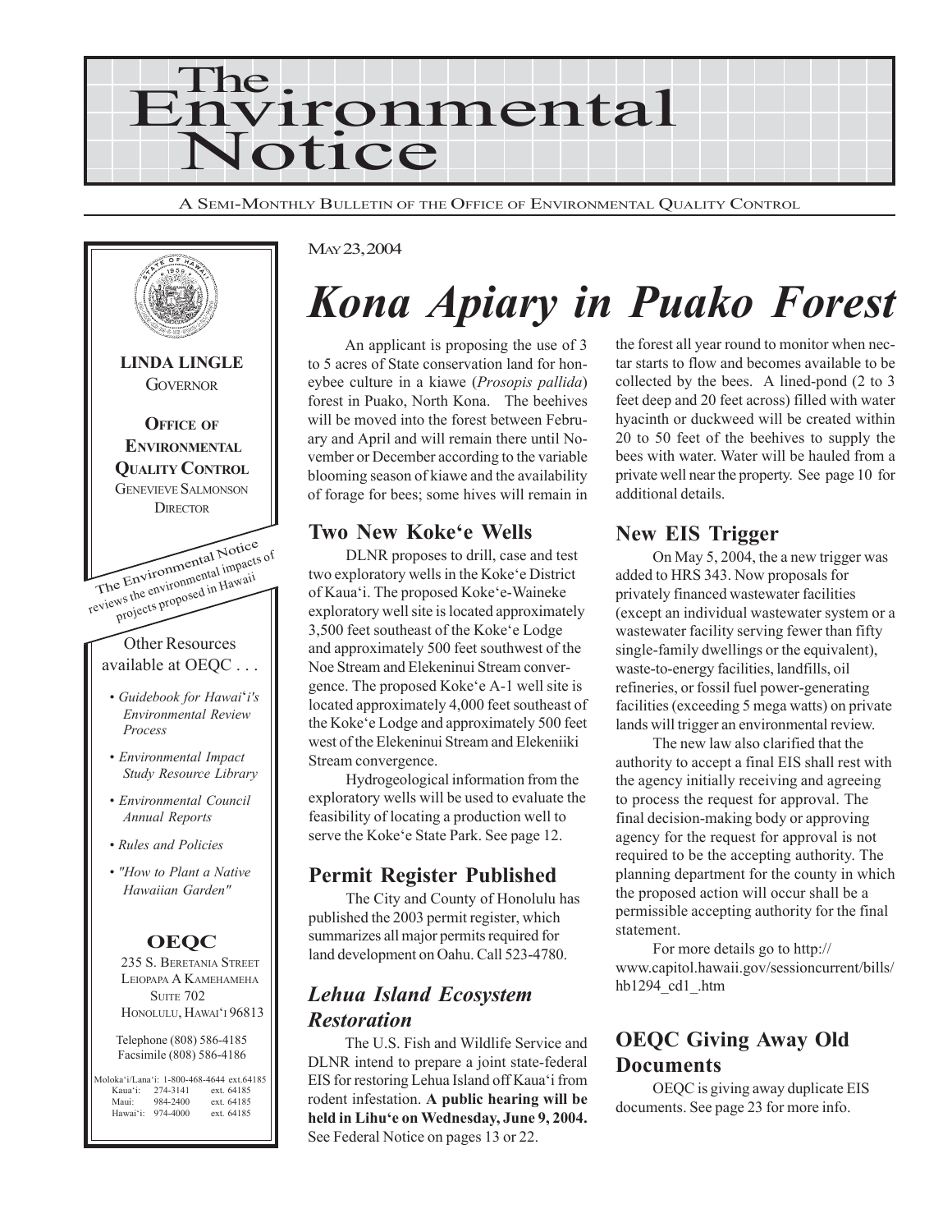# The Environmental Notice

A SEMI-MONTHLY BULLETIN OF THE OFFICE OF ENVIRONMENTAL QUALITY CONTROL

**LINDA LINGLE**
GOVERNOR

**OFFICE OF ENVIRONMENTAL QUALITY CONTROL**
GENEVIEVE SALMONSON
DIRECTOR

The Environmental Notice reviews the environmental impacts of projects proposed in Hawaii

Other Resources available at OEQC . . .

- *Guidebook for Hawai'i's Environmental Review Process*
- *Environmental Impact Study Resource Library*
- *Environmental Council Annual Reports*
- *Rules and Policies*
- *"How to Plant a Native Hawaiian Garden"*

**OEQC**
235 S. BERETANIA STREET
LEIOPAPA A KAMEHAMEHA
SUITE 702
HONOLULU, HAWAI'I 96813

Telephone (808) 586-4185
Facsimile (808) 586-4186

| | | |
|---|---|---|
| Moloka'i/Lana'i: | 1-800-468-4644 | ext.64185 |
| Kaua'i: | 274-3141 | ext. 64185 |
| Maui: | 984-2400 | ext. 64185 |
| Hawai'i: | 974-4000 | ext. 64185 |

MAY 23, 2004

# *Kona Apiary in Puako Forest*

An applicant is proposing the use of 3 to 5 acres of State conservation land for honeybee culture in a kiawe (*Prosopis pallida*) forest in Puako, North Kona. The beehives will be moved into the forest between February and April and will remain there until November or December according to the variable blooming season of kiawe and the availability of forage for bees; some hives will remain in the forest all year round to monitor when nectar starts to flow and becomes available to be collected by the bees. A lined-pond (2 to 3 feet deep and 20 feet across) filled with water hyacinth or duckweed will be created within 20 to 50 feet of the beehives to supply the bees with water. Water will be hauled from a private well near the property. See page 10 for additional details.

## Two New Koke'e Wells

DLNR proposes to drill, case and test two exploratory wells in the Koke'e District of Kaua'i. The proposed Koke'e-Waineke exploratory well site is located approximately 3,500 feet southeast of the Koke'e Lodge and approximately 500 feet southwest of the Noe Stream and Elekeninui Stream convergence. The proposed Koke'e A-1 well site is located approximately 4,000 feet southeast of the Koke'e Lodge and approximately 500 feet west of the Elekeninui Stream and Elekeniiki Stream convergence.

Hydrogeological information from the exploratory wells will be used to evaluate the feasibility of locating a production well to serve the Koke'e State Park. See page 12.

## Permit Register Published

The City and County of Honolulu has published the 2003 permit register, which summarizes all major permits required for land development on Oahu. Call 523-4780.

## *Lehua Island Ecosystem Restoration*

The U.S. Fish and Wildlife Service and DLNR intend to prepare a joint state-federal EIS for restoring Lehua Island off Kaua'i from rodent infestation. **A public hearing will be held in Lihu'e on Wednesday, June 9, 2004.** See Federal Notice on pages 13 or 22.

## New EIS Trigger

On May 5, 2004, the a new trigger was added to HRS 343. Now proposals for privately financed wastewater facilities (except an individual wastewater system or a wastewater facility serving fewer than fifty single-family dwellings or the equivalent), waste-to-energy facilities, landfills, oil refineries, or fossil fuel power-generating facilities (exceeding 5 mega watts) on private lands will trigger an environmental review.

The new law also clarified that the authority to accept a final EIS shall rest with the agency initially receiving and agreeing to process the request for approval. The final decision-making body or approving agency for the request for approval is not required to be the accepting authority. The planning department for the county in which the proposed action will occur shall be a permissible accepting authority for the final statement.

For more details go to http://www.capitol.hawaii.gov/sessioncurrent/bills/hb1294_cd1_.htm

## OEQC Giving Away Old Documents

OEQC is giving away duplicate EIS documents. See page 23 for more info.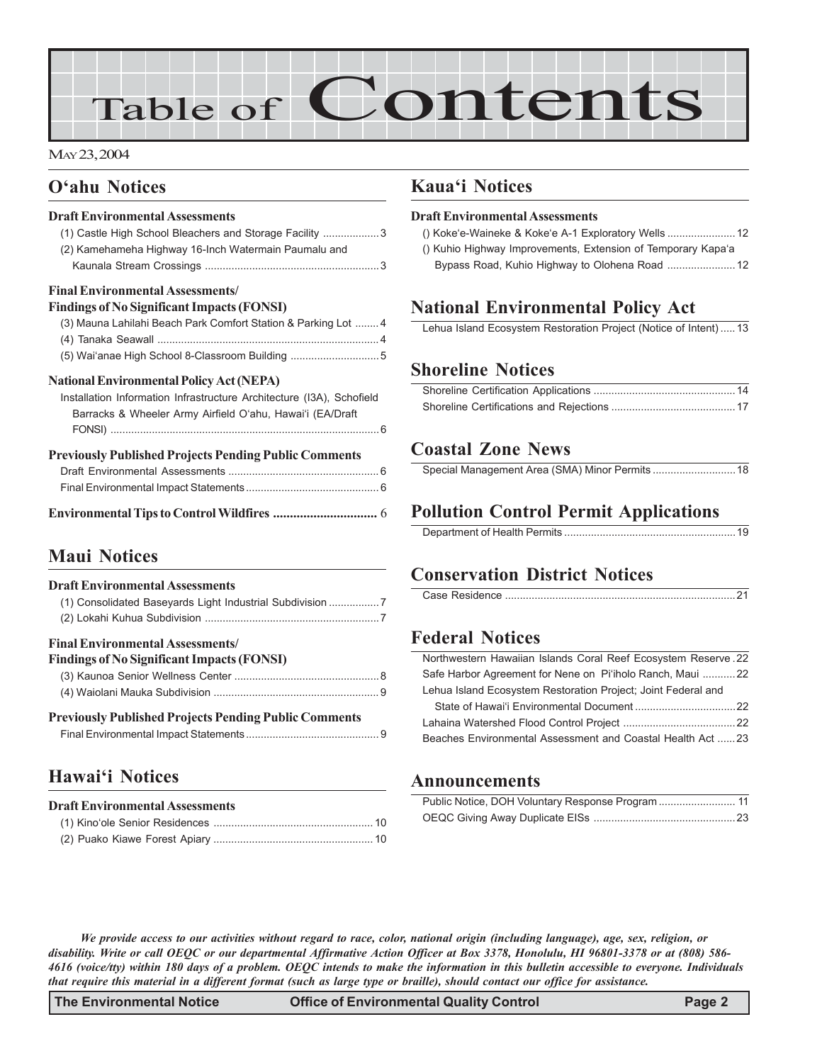# Table of Contents

MAY 23, 2004

## O'ahu Notices

### Draft Environmental Assessments

(1) Castle High School Bleachers and Storage Facility ................... 3
(2) Kamehameha Highway 16-Inch Watermain Paumalu and Kaunala Stream Crossings ........................................................... 3

### Final Environmental Assessments/ Findings of No Significant Impacts (FONSI)

(3) Mauna Lahilahi Beach Park Comfort Station & Parking Lot ........ 4
(4) Tanaka Seawall ........................................................................... 4
(5) Wai'anae High School 8-Classroom Building ............................. 5

### National Environmental Policy Act (NEPA)

Installation Information Infrastructure Architecture (I3A), Schofield Barracks & Wheeler Army Airfield O'ahu, Hawai'i (EA/Draft FONSI) .......................................................................................... 6

### Previously Published Projects Pending Public Comments

Draft Environmental Assessments ................................................... 6
Final Environmental Impact Statements ............................................ 6

### Environmental Tips to Control Wildfires ............................... 6

## Maui Notices

### Draft Environmental Assessments

(1) Consolidated Baseyards Light Industrial Subdivision ................. 7
(2) Lokahi Kuhua Subdivision ........................................................... 7

### Final Environmental Assessments/ Findings of No Significant Impacts (FONSI)

(3) Kaunoa Senior Wellness Center ................................................. 8
(4) Waiolani Mauka Subdivision ........................................................ 9

### Previously Published Projects Pending Public Comments

Final Environmental Impact Statements ............................................ 9

## Hawai'i Notices

### Draft Environmental Assessments

(1) Kino'ole Senior Residences ...................................................... 10
(2) Puako Kiawe Forest Apiary ...................................................... 10

## Kaua'i Notices

### Draft Environmental Assessments

() Koke'e-Waineke & Koke'e A-1 Exploratory Wells ....................... 12
() Kuhio Highway Improvements, Extension of Temporary Kapa'a Bypass Road, Kuhio Highway to Olohena Road ....................... 12

## National Environmental Policy Act

Lehua Island Ecosystem Restoration Project (Notice of Intent) ..... 13

## Shoreline Notices

Shoreline Certification Applications ................................................ 14
Shoreline Certifications and Rejections .......................................... 17

## Coastal Zone News

Special Management Area (SMA) Minor Permits ............................ 18

## Pollution Control Permit Applications

Department of Health Permits .......................................................... 19

## Conservation District Notices

Case Residence ............................................................................. 21

## Federal Notices

Northwestern Hawaiian Islands Coral Reef Ecosystem Reserve . 22
Safe Harbor Agreement for Nene on Pi'iholo Ranch, Maui ........... 22
Lehua Island Ecosystem Restoration Project; Joint Federal and State of Hawai'i Environmental Document .................................. 22
Lahaina Watershed Flood Control Project ...................................... 22
Beaches Environmental Assessment and Coastal Health Act ...... 23

## Announcements

Public Notice, DOH Voluntary Response Program .......................... 11
OEQC Giving Away Duplicate EISs ................................................ 23

***We provide access to our activities without regard to race, color, national origin (including language), age, sex, religion, or disability. Write or call OEQC or our departmental Affirmative Action Officer at Box 3378, Honolulu, HI 96801-3378 or at (808) 586-4616 (voice/tty) within 180 days of a problem. OEQC intends to make the information in this bulletin accessible to everyone. Individuals that require this material in a different format (such as large type or braille), should contact our office for assistance.***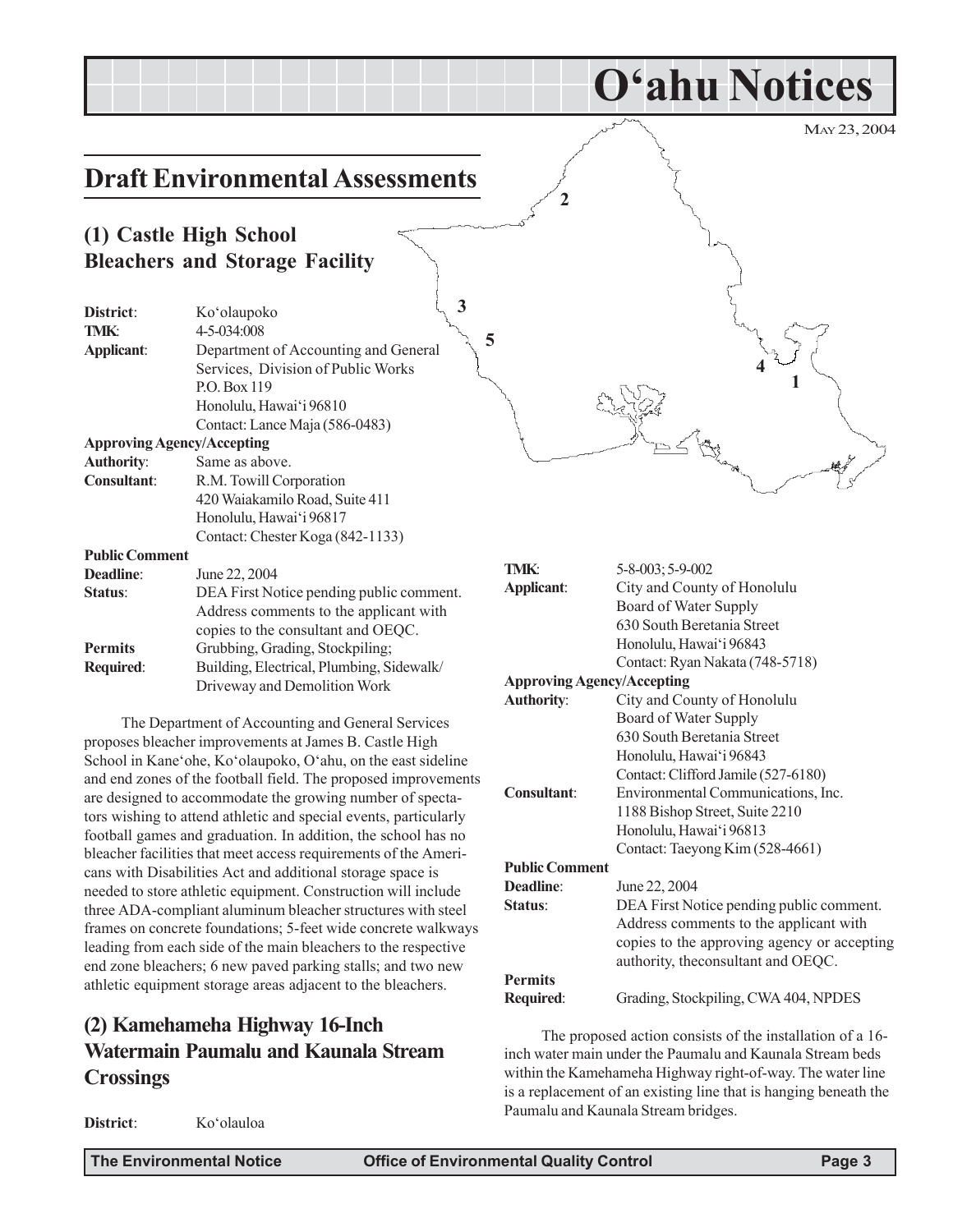# O'ahu Notices

May 23, 2004

## Draft Environmental Assessments

### (1) Castle High School Bleachers and Storage Facility

| | |
|---|---|
| **District**: | Ko'olaupoko |
| **TMK**: | 4-5-034:008 |
| **Applicant**: | Department of Accounting and General Services, Division of Public Works<br>P.O. Box 119<br>Honolulu, Hawai'i 96810<br>Contact: Lance Maja (586-0483) |
| **Approving Agency/Accepting Authority**: | Same as above. |
| **Consultant**: | R.M. Towill Corporation<br>420 Waiakamilo Road, Suite 411<br>Honolulu, Hawai'i 96817<br>Contact: Chester Koga (842-1133) |
| **Public Comment Deadline**: | June 22, 2004 |
| **Status**: | DEA First Notice pending public comment. Address comments to the applicant with copies to the consultant and OEQC. |
| **Permits Required**: | Grubbing, Grading, Stockpiling; Building, Electrical, Plumbing, Sidewalk/ Driveway and Demolition Work |

The Department of Accounting and General Services proposes bleacher improvements at James B. Castle High School in Kane'ohe, Ko'olaupoko, O'ahu, on the east sideline and end zones of the football field. The proposed improvements are designed to accommodate the growing number of spectators wishing to attend athletic and special events, particularly football games and graduation. In addition, the school has no bleacher facilities that meet access requirements of the Americans with Disabilities Act and additional storage space is needed to store athletic equipment. Construction will include three ADA-compliant aluminum bleacher structures with steel frames on concrete foundations; 5-feet wide concrete walkways leading from each side of the main bleachers to the respective end zone bleachers; 6 new paved parking stalls; and two new athletic equipment storage areas adjacent to the bleachers.

### (2) Kamehameha Highway 16-Inch Watermain Paumalu and Kaunala Stream Crossings

| | |
|---|---|
| **District**: | Ko'olauloa |
| **TMK**: | 5-8-003; 5-9-002 |
| **Applicant**: | City and County of Honolulu<br>Board of Water Supply<br>630 South Beretania Street<br>Honolulu, Hawai'i 96843<br>Contact: Ryan Nakata (748-5718) |
| **Approving Agency/Accepting Authority**: | City and County of Honolulu<br>Board of Water Supply<br>630 South Beretania Street<br>Honolulu, Hawai'i 96843<br>Contact: Clifford Jamile (527-6180) |
| **Consultant**: | Environmental Communications, Inc.<br>1188 Bishop Street, Suite 2210<br>Honolulu, Hawai'i 96813<br>Contact: Taeyong Kim (528-4661) |
| **Public Comment Deadline**: | June 22, 2004 |
| **Status**: | DEA First Notice pending public comment. Address comments to the applicant with copies to the approving agency or accepting authority, theconsultant and OEQC. |
| **Permits Required**: | Grading, Stockpiling, CWA 404, NPDES |

The proposed action consists of the installation of a 16-inch water main under the Paumalu and Kaunala Stream beds within the Kamehameha Highway right-of-way. The water line is a replacement of an existing line that is hanging beneath the Paumalu and Kaunala Stream bridges.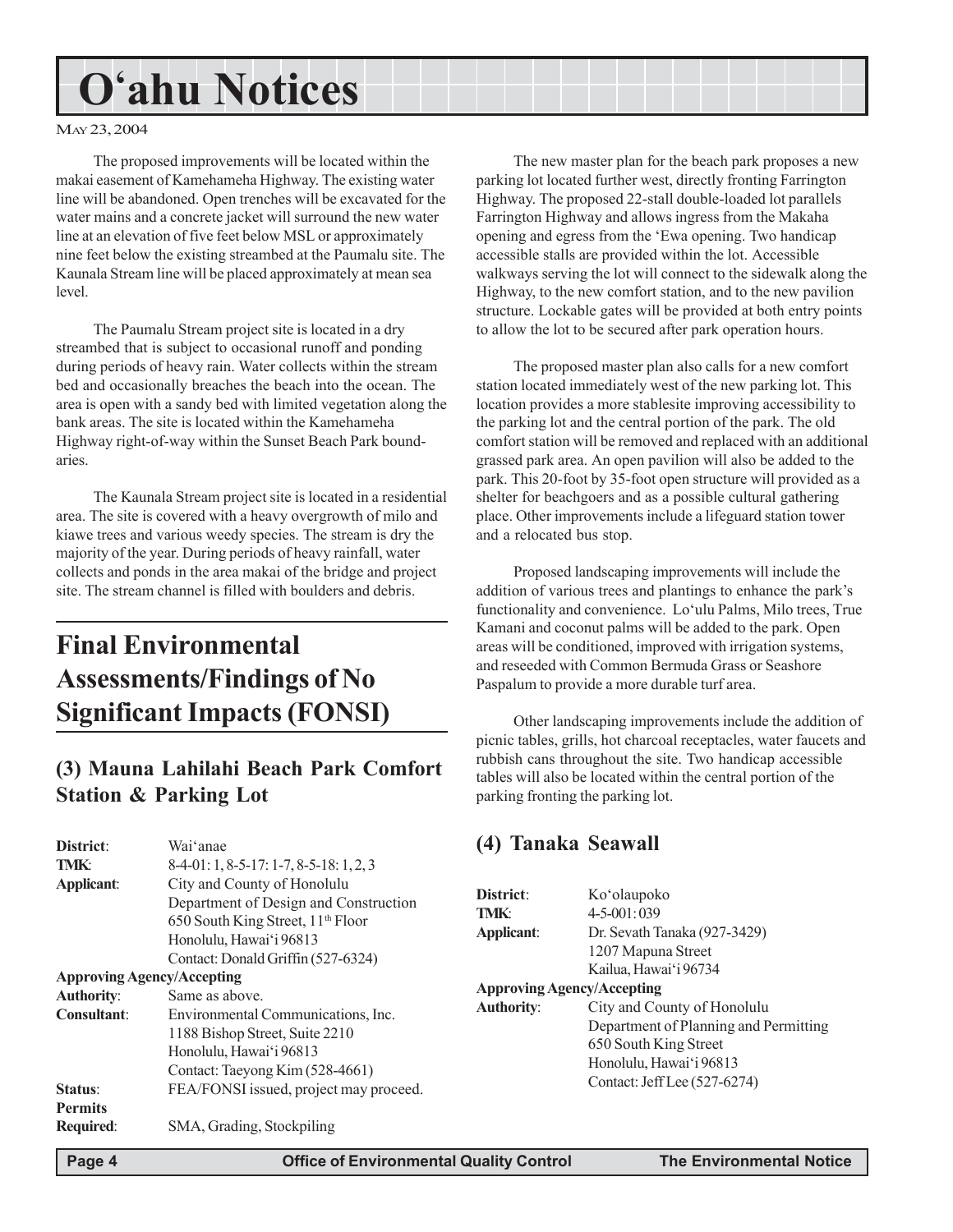The proposed improvements will be located within the makai easement of Kamehameha Highway. The existing water line will be abandoned. Open trenches will be excavated for the water mains and a concrete jacket will surround the new water line at an elevation of five feet below MSL or approximately nine feet below the existing streambed at the Paumalu site. The Kaunala Stream line will be placed approximately at mean sea level.

The Paumalu Stream project site is located in a dry streambed that is subject to occasional runoff and ponding during periods of heavy rain. Water collects within the stream bed and occasionally breaches the beach into the ocean. The area is open with a sandy bed with limited vegetation along the bank areas. The site is located within the Kamehameha Highway right-of-way within the Sunset Beach Park boundaries.

The Kaunala Stream project site is located in a residential area. The site is covered with a heavy overgrowth of milo and kiawe trees and various weedy species. The stream is dry the majority of the year. During periods of heavy rainfall, water collects and ponds in the area makai of the bridge and project site. The stream channel is filled with boulders and debris.

# Final Environmental Assessments/Findings of No Significant Impacts (FONSI)

## (3) Mauna Lahilahi Beach Park Comfort Station & Parking Lot

**District**: Wai'anae
**TMK**: 8-4-01: 1, 8-5-17: 1-7, 8-5-18: 1, 2, 3
**Applicant**: City and County of Honolulu
Department of Design and Construction
650 South King Street, 11th Floor
Honolulu, Hawai'i 96813
Contact: Donald Griffin (527-6324)
**Approving Agency/Accepting Authority**: Same as above.
**Consultant**: Environmental Communications, Inc.
1188 Bishop Street, Suite 2210
Honolulu, Hawai'i 96813
Contact: Taeyong Kim (528-4661)
**Status**: FEA/FONSI issued, project may proceed.
**Permits Required**: SMA, Grading, Stockpiling

The new master plan for the beach park proposes a new parking lot located further west, directly fronting Farrington Highway. The proposed 22-stall double-loaded lot parallels Farrington Highway and allows ingress from the Makaha opening and egress from the 'Ewa opening. Two handicap accessible stalls are provided within the lot. Accessible walkways serving the lot will connect to the sidewalk along the Highway, to the new comfort station, and to the new pavilion structure. Lockable gates will be provided at both entry points to allow the lot to be secured after park operation hours.

The proposed master plan also calls for a new comfort station located immediately west of the new parking lot. This location provides a more stablesite improving accessibility to the parking lot and the central portion of the park. The old comfort station will be removed and replaced with an additional grassed park area. An open pavilion will also be added to the park. This 20-foot by 35-foot open structure will provided as a shelter for beachgoers and as a possible cultural gathering place. Other improvements include a lifeguard station tower and a relocated bus stop.

Proposed landscaping improvements will include the addition of various trees and plantings to enhance the park's functionality and convenience. Lo'ulu Palms, Milo trees, True Kamani and coconut palms will be added to the park. Open areas will be conditioned, improved with irrigation systems, and reseeded with Common Bermuda Grass or Seashore Paspalum to provide a more durable turf area.

Other landscaping improvements include the addition of picnic tables, grills, hot charcoal receptacles, water faucets and rubbish cans throughout the site. Two handicap accessible tables will also be located within the central portion of the parking fronting the parking lot.

## (4) Tanaka Seawall

**District**: Ko'olaupoko
**TMK**: 4-5-001: 039
**Applicant**: Dr. Sevath Tanaka (927-3429)
1207 Mapuna Street
Kailua, Hawai'i 96734
**Approving Agency/Accepting Authority**: City and County of Honolulu
Department of Planning and Permitting
650 South King Street
Honolulu, Hawai'i 96813
Contact: Jeff Lee (527-6274)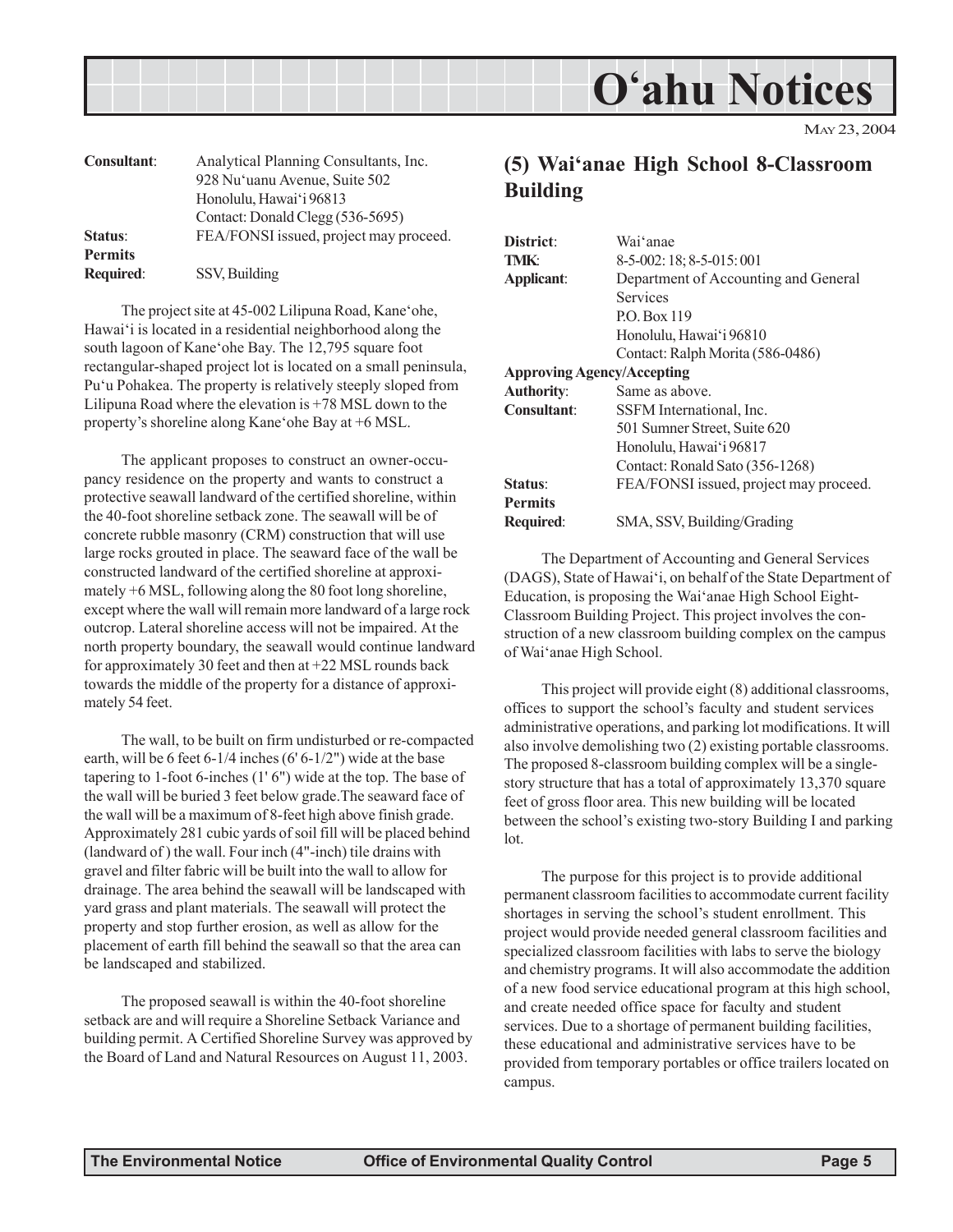| | |
|---|---|
| **Consultant**: | Analytical Planning Consultants, Inc.<br>928 Nu'uanu Avenue, Suite 502<br>Honolulu, Hawai'i 96813<br>Contact: Donald Clegg (536-5695) |
| **Status**: | FEA/FONSI issued, project may proceed. |
| **Permits Required**: | SSV, Building |

The project site at 45-002 Lilipuna Road, Kane'ohe, Hawai'i is located in a residential neighborhood along the south lagoon of Kane'ohe Bay. The 12,795 square foot rectangular-shaped project lot is located on a small peninsula, Pu'u Pohakea. The property is relatively steeply sloped from Lilipuna Road where the elevation is +78 MSL down to the property's shoreline along Kane'ohe Bay at +6 MSL.

The applicant proposes to construct an owner-occupancy residence on the property and wants to construct a protective seawall landward of the certified shoreline, within the 40-foot shoreline setback zone. The seawall will be of concrete rubble masonry (CRM) construction that will use large rocks grouted in place. The seaward face of the wall be constructed landward of the certified shoreline at approximately +6 MSL, following along the 80 foot long shoreline, except where the wall will remain more landward of a large rock outcrop. Lateral shoreline access will not be impaired. At the north property boundary, the seawall would continue landward for approximately 30 feet and then at +22 MSL rounds back towards the middle of the property for a distance of approximately 54 feet.

The wall, to be built on firm undisturbed or re-compacted earth, will be 6 feet 6-1/4 inches (6' 6-1/2") wide at the base tapering to 1-foot 6-inches (1' 6") wide at the top. The base of the wall will be buried 3 feet below grade.The seaward face of the wall will be a maximum of 8-feet high above finish grade. Approximately 281 cubic yards of soil fill will be placed behind (landward of ) the wall. Four inch (4"-inch) tile drains with gravel and filter fabric will be built into the wall to allow for drainage. The area behind the seawall will be landscaped with yard grass and plant materials. The seawall will protect the property and stop further erosion, as well as allow for the placement of earth fill behind the seawall so that the area can be landscaped and stabilized.

The proposed seawall is within the 40-foot shoreline setback are and will require a Shoreline Setback Variance and building permit. A Certified Shoreline Survey was approved by the Board of Land and Natural Resources on August 11, 2003.

## (5) Wai'anae High School 8-Classroom Building

| | |
|---|---|
| **District**: | Wai'anae |
| **TMK**: | 8-5-002: 18; 8-5-015: 001 |
| **Applicant**: | Department of Accounting and General Services<br>P.O. Box 119<br>Honolulu, Hawai'i 96810<br>Contact: Ralph Morita (586-0486) |
| **Approving Agency/Accepting Authority**: | Same as above. |
| **Consultant**: | SSFM International, Inc.<br>501 Sumner Street, Suite 620<br>Honolulu, Hawai'i 96817<br>Contact: Ronald Sato (356-1268) |
| **Status**: | FEA/FONSI issued, project may proceed. |
| **Permits Required**: | SMA, SSV, Building/Grading |

The Department of Accounting and General Services (DAGS), State of Hawai'i, on behalf of the State Department of Education, is proposing the Wai'anae High School Eight-Classroom Building Project. This project involves the construction of a new classroom building complex on the campus of Wai'anae High School.

This project will provide eight (8) additional classrooms, offices to support the school's faculty and student services administrative operations, and parking lot modifications. It will also involve demolishing two (2) existing portable classrooms. The proposed 8-classroom building complex will be a single-story structure that has a total of approximately 13,370 square feet of gross floor area. This new building will be located between the school's existing two-story Building I and parking lot.

The purpose for this project is to provide additional permanent classroom facilities to accommodate current facility shortages in serving the school's student enrollment. This project would provide needed general classroom facilities and specialized classroom facilities with labs to serve the biology and chemistry programs. It will also accommodate the addition of a new food service educational program at this high school, and create needed office space for faculty and student services. Due to a shortage of permanent building facilities, these educational and administrative services have to be provided from temporary portables or office trailers located on campus.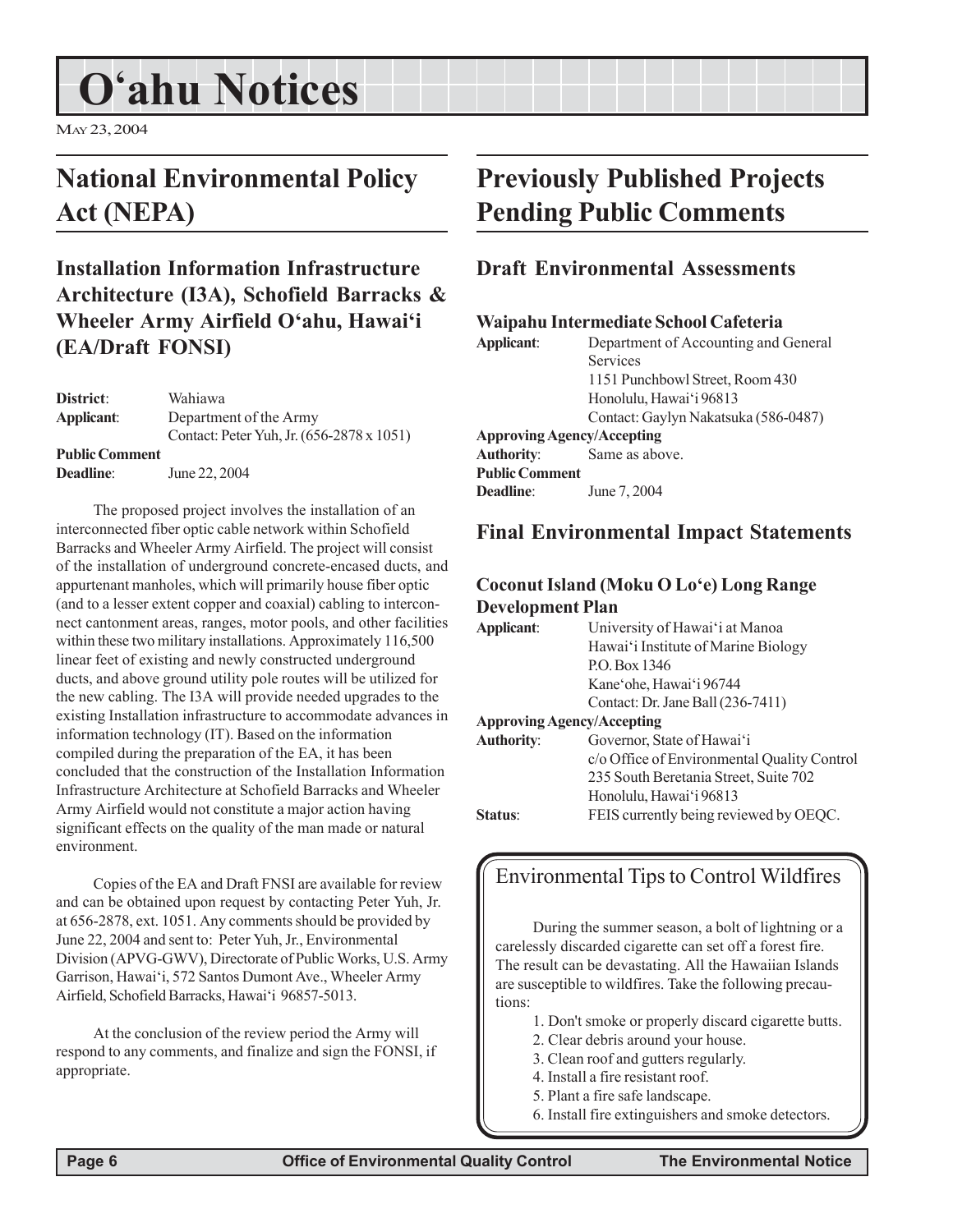# O'ahu Notices

May 23, 2004

## National Environmental Policy Act (NEPA)

### Installation Information Infrastructure Architecture (I3A), Schofield Barracks & Wheeler Army Airfield O'ahu, Hawai'i (EA/Draft FONSI)

| | |
|---|---|
| **District**: | Wahiawa |
| **Applicant**: | Department of the Army<br>Contact: Peter Yuh, Jr. (656-2878 x 1051) |
| **Public Comment Deadline**: | June 22, 2004 |

The proposed project involves the installation of an interconnected fiber optic cable network within Schofield Barracks and Wheeler Army Airfield. The project will consist of the installation of underground concrete-encased ducts, and appurtenant manholes, which will primarily house fiber optic (and to a lesser extent copper and coaxial) cabling to interconnect cantonment areas, ranges, motor pools, and other facilities within these two military installations. Approximately 116,500 linear feet of existing and newly constructed underground ducts, and above ground utility pole routes will be utilized for the new cabling. The I3A will provide needed upgrades to the existing Installation infrastructure to accommodate advances in information technology (IT). Based on the information compiled during the preparation of the EA, it has been concluded that the construction of the Installation Information Infrastructure Architecture at Schofield Barracks and Wheeler Army Airfield would not constitute a major action having significant effects on the quality of the man made or natural environment.

Copies of the EA and Draft FNSI are available for review and can be obtained upon request by contacting Peter Yuh, Jr. at 656-2878, ext. 1051. Any comments should be provided by June 22, 2004 and sent to: Peter Yuh, Jr., Environmental Division (APVG-GWV), Directorate of Public Works, U.S. Army Garrison, Hawai'i, 572 Santos Dumont Ave., Wheeler Army Airfield, Schofield Barracks, Hawai'i 96857-5013.

At the conclusion of the review period the Army will respond to any comments, and finalize and sign the FONSI, if appropriate.

## Previously Published Projects Pending Public Comments

### Draft Environmental Assessments

#### Waipahu Intermediate School Cafeteria

| | |
|---|---|
| **Applicant**: | Department of Accounting and General Services<br>1151 Punchbowl Street, Room 430<br>Honolulu, Hawai'i 96813<br>Contact: Gaylyn Nakatsuka (586-0487) |
| **Approving Agency/Accepting Authority**: | Same as above. |
| **Public Comment Deadline**: | June 7, 2004 |

### Final Environmental Impact Statements

#### Coconut Island (Moku O Lo'e) Long Range Development Plan

| | |
|---|---|
| **Applicant**: | University of Hawai'i at Manoa<br>Hawai'i Institute of Marine Biology<br>P.O. Box 1346<br>Kane'ohe, Hawai'i 96744<br>Contact: Dr. Jane Ball (236-7411) |
| **Approving Agency/Accepting Authority**: | Governor, State of Hawai'i<br>c/o Office of Environmental Quality Control<br>235 South Beretania Street, Suite 702<br>Honolulu, Hawai'i 96813 |
| **Status**: | FEIS currently being reviewed by OEQC. |

### Environmental Tips to Control Wildfires

During the summer season, a bolt of lightning or a carelessly discarded cigarette can set off a forest fire. The result can be devastating. All the Hawaiian Islands are susceptible to wildfires. Take the following precautions:

1. Don't smoke or properly discard cigarette butts.
2. Clear debris around your house.
3. Clean roof and gutters regularly.
4. Install a fire resistant roof.
5. Plant a fire safe landscape.
6. Install fire extinguishers and smoke detectors.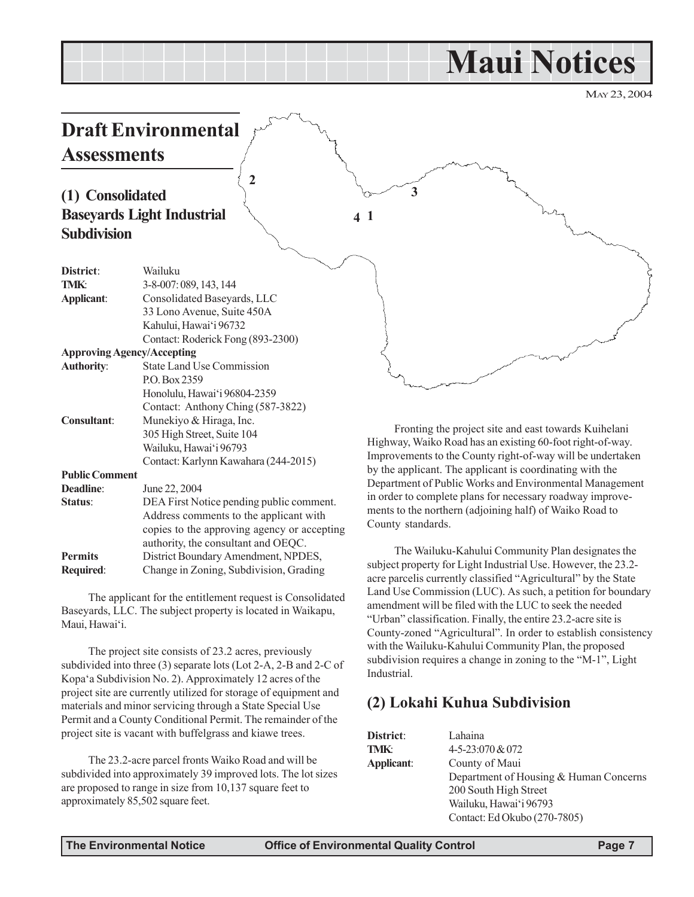# Maui Notices

MAY 23, 2004

## Draft Environmental Assessments

2

3

4 1

### (1) Consolidated Baseyards Light Industrial Subdivision

| | |
|---|---|
| **District**: | Wailuku |
| **TMK**: | 3-8-007: 089, 143, 144 |
| **Applicant**: | Consolidated Baseyards, LLC<br>33 Lono Avenue, Suite 450A<br>Kahului, Hawai'i 96732<br>Contact: Roderick Fong (893-2300) |
| **Approving Agency/Accepting Authority**: | State Land Use Commission<br>P.O. Box 2359<br>Honolulu, Hawai'i 96804-2359<br>Contact: Anthony Ching (587-3822) |
| **Consultant**: | Munekiyo & Hiraga, Inc.<br>305 High Street, Suite 104<br>Wailuku, Hawai'i 96793<br>Contact: Karlynn Kawahara (244-2015) |
| **Public Comment Deadline**: | June 22, 2004 |
| **Status**: | DEA First Notice pending public comment. Address comments to the applicant with copies to the approving agency or accepting authority, the consultant and OEQC. |
| **Permits Required**: | District Boundary Amendment, NPDES, Change in Zoning, Subdivision, Grading |

The applicant for the entitlement request is Consolidated Baseyards, LLC. The subject property is located in Waikapu, Maui, Hawai'i.

The project site consists of 23.2 acres, previously subdivided into three (3) separate lots (Lot 2-A, 2-B and 2-C of Kopa'a Subdivision No. 2). Approximately 12 acres of the project site are currently utilized for storage of equipment and materials and minor servicing through a State Special Use Permit and a County Conditional Permit. The remainder of the project site is vacant with buffelgrass and kiawe trees.

The 23.2-acre parcel fronts Waiko Road and will be subdivided into approximately 39 improved lots. The lot sizes are proposed to range in size from 10,137 square feet to approximately 85,502 square feet.

Fronting the project site and east towards Kuihelani Highway, Waiko Road has an existing 60-foot right-of-way. Improvements to the County right-of-way will be undertaken by the applicant. The applicant is coordinating with the Department of Public Works and Environmental Management in order to complete plans for necessary roadway improvements to the northern (adjoining half) of Waiko Road to County standards.

The Wailuku-Kahului Community Plan designates the subject property for Light Industrial Use. However, the 23.2-acre parcelis currently classified "Agricultural" by the State Land Use Commission (LUC). As such, a petition for boundary amendment will be filed with the LUC to seek the needed "Urban" classification. Finally, the entire 23.2-acre site is County-zoned "Agricultural". In order to establish consistency with the Wailuku-Kahului Community Plan, the proposed subdivision requires a change in zoning to the "M-1", Light Industrial.

### (2) Lokahi Kuhua Subdivision

| | |
|---|---|
| **District**: | Lahaina |
| **TMK**: | 4-5-23:070 & 072 |
| **Applicant**: | County of Maui<br>Department of Housing & Human Concerns<br>200 South High Street<br>Wailuku, Hawai'i 96793<br>Contact: Ed Okubo (270-7805) |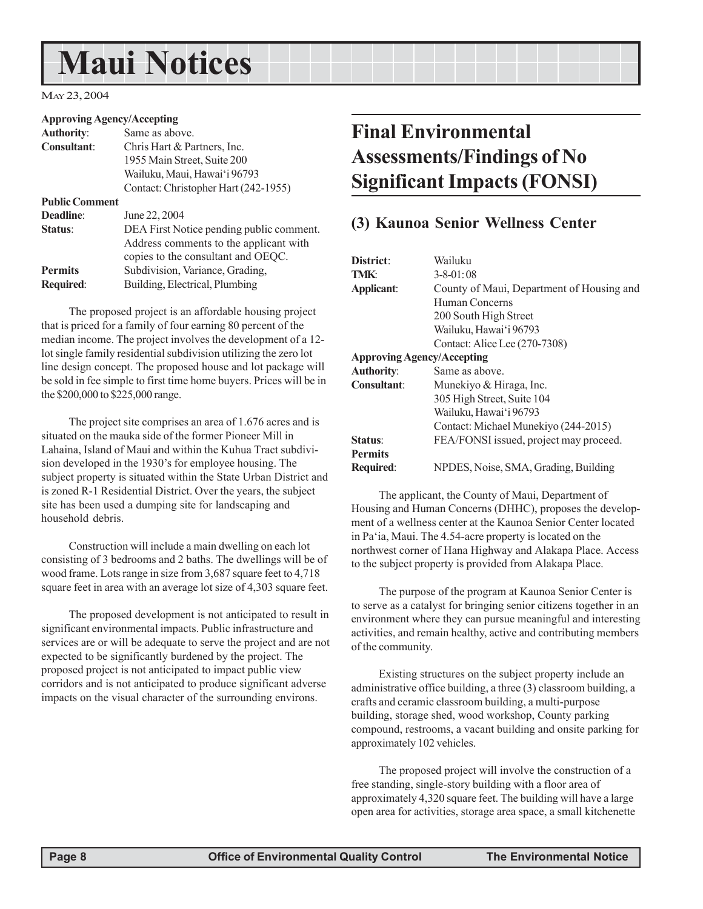# Maui Notices

May 23, 2004

| | |
|---|---|
| **Approving Agency/Accepting Authority**: | Same as above. |
| **Consultant**: | Chris Hart & Partners, Inc.<br>1955 Main Street, Suite 200<br>Wailuku, Maui, Hawai'i 96793<br>Contact: Christopher Hart (242-1955) |
| **Public Comment Deadline**: | June 22, 2004 |
| **Status**: | DEA First Notice pending public comment. Address comments to the applicant with copies to the consultant and OEQC. |
| **Permits Required**: | Subdivision, Variance, Grading, Building, Electrical, Plumbing |

The proposed project is an affordable housing project that is priced for a family of four earning 80 percent of the median income. The project involves the development of a 12-lot single family residential subdivision utilizing the zero lot line design concept. The proposed house and lot package will be sold in fee simple to first time home buyers. Prices will be in the $200,000 to $225,000 range.

The project site comprises an area of 1.676 acres and is situated on the mauka side of the former Pioneer Mill in Lahaina, Island of Maui and within the Kuhua Tract subdivision developed in the 1930's for employee housing. The subject property is situated within the State Urban District and is zoned R-1 Residential District. Over the years, the subject site has been used a dumping site for landscaping and household debris.

Construction will include a main dwelling on each lot consisting of 3 bedrooms and 2 baths. The dwellings will be of wood frame. Lots range in size from 3,687 square feet to 4,718 square feet in area with an average lot size of 4,303 square feet.

The proposed development is not anticipated to result in significant environmental impacts. Public infrastructure and services are or will be adequate to serve the project and are not expected to be significantly burdened by the project. The proposed project is not anticipated to impact public view corridors and is not anticipated to produce significant adverse impacts on the visual character of the surrounding environs.

## Final Environmental Assessments/Findings of No Significant Impacts (FONSI)

### (3) Kaunoa Senior Wellness Center

| | |
|---|---|
| **District**: | Wailuku |
| **TMK**: | 3-8-01: 08 |
| **Applicant**: | County of Maui, Department of Housing and Human Concerns<br>200 South High Street<br>Wailuku, Hawai'i 96793<br>Contact: Alice Lee (270-7308) |
| **Approving Agency/Accepting Authority**: | Same as above. |
| **Consultant**: | Munekiyo & Hiraga, Inc.<br>305 High Street, Suite 104<br>Wailuku, Hawai'i 96793<br>Contact: Michael Munekiyo (244-2015) |
| **Status**: | FEA/FONSI issued, project may proceed. |
| **Permits Required**: | NPDES, Noise, SMA, Grading, Building |

The applicant, the County of Maui, Department of Housing and Human Concerns (DHHC), proposes the development of a wellness center at the Kaunoa Senior Center located in Pa'ia, Maui. The 4.54-acre property is located on the northwest corner of Hana Highway and Alakapa Place. Access to the subject property is provided from Alakapa Place.

The purpose of the program at Kaunoa Senior Center is to serve as a catalyst for bringing senior citizens together in an environment where they can pursue meaningful and interesting activities, and remain healthy, active and contributing members of the community.

Existing structures on the subject property include an administrative office building, a three (3) classroom building, a crafts and ceramic classroom building, a multi-purpose building, storage shed, wood workshop, County parking compound, restrooms, a vacant building and onsite parking for approximately 102 vehicles.

The proposed project will involve the construction of a free standing, single-story building with a floor area of approximately 4,320 square feet. The building will have a large open area for activities, storage area space, a small kitchenette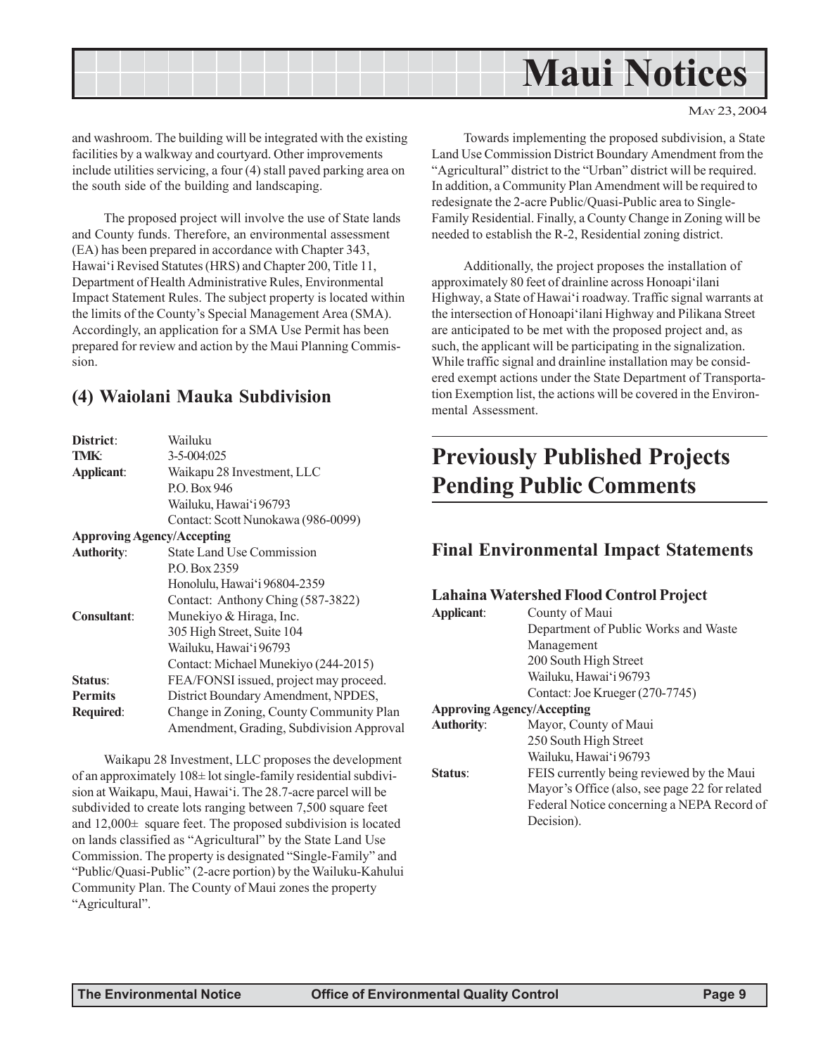and washroom. The building will be integrated with the existing facilities by a walkway and courtyard. Other improvements include utilities servicing, a four (4) stall paved parking area on the south side of the building and landscaping.

The proposed project will involve the use of State lands and County funds. Therefore, an environmental assessment (EA) has been prepared in accordance with Chapter 343, Hawai'i Revised Statutes (HRS) and Chapter 200, Title 11, Department of Health Administrative Rules, Environmental Impact Statement Rules. The subject property is located within the limits of the County's Special Management Area (SMA). Accordingly, an application for a SMA Use Permit has been prepared for review and action by the Maui Planning Commission.

## (4) Waiolani Mauka Subdivision

| | |
|---|---|
| **District**: | Wailuku |
| **TMK**: | 3-5-004:025 |
| **Applicant**: | Waikapu 28 Investment, LLC<br>P.O. Box 946<br>Wailuku, Hawai'i 96793<br>Contact: Scott Nunokawa (986-0099) |
| **Approving Agency/Accepting Authority**: | State Land Use Commission<br>P.O. Box 2359<br>Honolulu, Hawai'i 96804-2359<br>Contact: Anthony Ching (587-3822) |
| **Consultant**: | Munekiyo & Hiraga, Inc.<br>305 High Street, Suite 104<br>Wailuku, Hawai'i 96793<br>Contact: Michael Munekiyo (244-2015) |
| **Status**: | FEA/FONSI issued, project may proceed. |
| **Permits Required**: | District Boundary Amendment, NPDES, Change in Zoning, County Community Plan Amendment, Grading, Subdivision Approval |

Waikapu 28 Investment, LLC proposes the development of an approximately 108± lot single-family residential subdivision at Waikapu, Maui, Hawai'i. The 28.7-acre parcel will be subdivided to create lots ranging between 7,500 square feet and 12,000± square feet. The proposed subdivision is located on lands classified as "Agricultural" by the State Land Use Commission. The property is designated "Single-Family" and "Public/Quasi-Public" (2-acre portion) by the Wailuku-Kahului Community Plan. The County of Maui zones the property "Agricultural".

Towards implementing the proposed subdivision, a State Land Use Commission District Boundary Amendment from the "Agricultural" district to the "Urban" district will be required. In addition, a Community Plan Amendment will be required to redesignate the 2-acre Public/Quasi-Public area to Single-Family Residential. Finally, a County Change in Zoning will be needed to establish the R-2, Residential zoning district.

Additionally, the project proposes the installation of approximately 80 feet of drainline across Honoapi'ilani Highway, a State of Hawai'i roadway. Traffic signal warrants at the intersection of Honoapi'ilani Highway and Pilikana Street are anticipated to be met with the proposed project and, as such, the applicant will be participating in the signalization. While traffic signal and drainline installation may be considered exempt actions under the State Department of Transportation Exemption list, the actions will be covered in the Environmental Assessment.

# Previously Published Projects Pending Public Comments

## Final Environmental Impact Statements

### Lahaina Watershed Flood Control Project

| | |
|---|---|
| **Applicant**: | County of Maui<br>Department of Public Works and Waste Management<br>200 South High Street<br>Wailuku, Hawai'i 96793<br>Contact: Joe Krueger (270-7745) |
| **Approving Agency/Accepting Authority**: | Mayor, County of Maui<br>250 South High Street<br>Wailuku, Hawai'i 96793 |
| **Status**: | FEIS currently being reviewed by the Maui Mayor's Office (also, see page 22 for related Federal Notice concerning a NEPA Record of Decision). |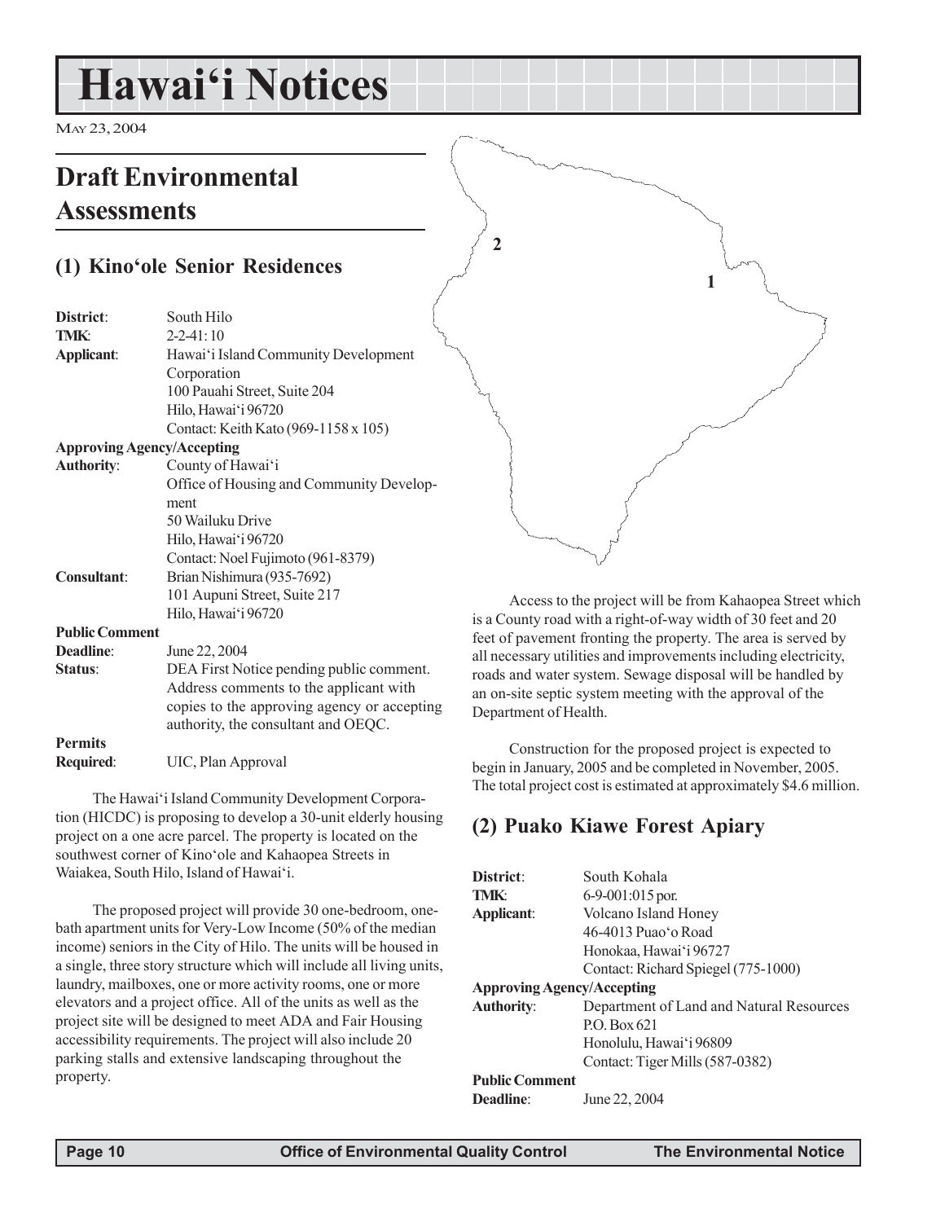# Hawai'i Notices

May 23, 2004

## Draft Environmental Assessments

### (1) Kino'ole Senior Residences

| | |
|---|---|
| **District**: | South Hilo |
| **TMK**: | 2-2-41: 10 |
| **Applicant**: | Hawai'i Island Community Development Corporation<br>100 Pauahi Street, Suite 204<br>Hilo, Hawai'i 96720<br>Contact: Keith Kato (969-1158 x 105) |
| **Approving Agency/Accepting Authority**: | County of Hawai'i<br>Office of Housing and Community Development<br>50 Wailuku Drive<br>Hilo, Hawai'i 96720<br>Contact: Noel Fujimoto (961-8379) |
| **Consultant**: | Brian Nishimura (935-7692)<br>101 Aupuni Street, Suite 217<br>Hilo, Hawai'i 96720 |
| **Public Comment Deadline**: | June 22, 2004 |
| **Status**: | DEA First Notice pending public comment. Address comments to the applicant with copies to the approving agency or accepting authority, the consultant and OEQC. |
| **Permits Required**: | UIC, Plan Approval |

The Hawai'i Island Community Development Corporation (HICDC) is proposing to develop a 30-unit elderly housing project on a one acre parcel. The property is located on the southwest corner of Kino'ole and Kahaopea Streets in Waiakea, South Hilo, Island of Hawai'i.

The proposed project will provide 30 one-bedroom, one-bath apartment units for Very-Low Income (50% of the median income) seniors in the City of Hilo. The units will be housed in a single, three story structure which will include all living units, laundry, mailboxes, one or more activity rooms, one or more elevators and a project office. All of the units as well as the project site will be designed to meet ADA and Fair Housing accessibility requirements. The project will also include 20 parking stalls and extensive landscaping throughout the property.

2

1

Access to the project will be from Kahaopea Street which is a County road with a right-of-way width of 30 feet and 20 feet of pavement fronting the property. The area is served by all necessary utilities and improvements including electricity, roads and water system. Sewage disposal will be handled by an on-site septic system meeting with the approval of the Department of Health.

Construction for the proposed project is expected to begin in January, 2005 and be completed in November, 2005. The total project cost is estimated at approximately $4.6 million.

### (2) Puako Kiawe Forest Apiary

| | |
|---|---|
| **District**: | South Kohala |
| **TMK**: | 6-9-001:015 por. |
| **Applicant**: | Volcano Island Honey<br>46-4013 Puao'o Road<br>Honokaa, Hawai'i 96727<br>Contact: Richard Spiegel (775-1000) |
| **Approving Agency/Accepting Authority**: | Department of Land and Natural Resources<br>P.O. Box 621<br>Honolulu, Hawai'i 96809<br>Contact: Tiger Mills (587-0382) |
| **Public Comment Deadline**: | June 22, 2004 |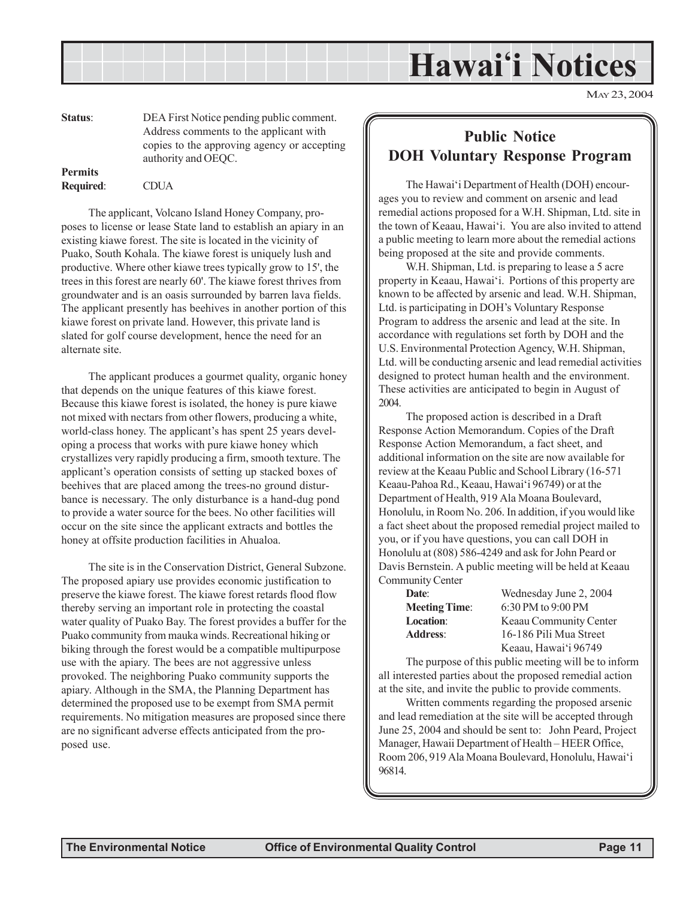**Status**: DEA First Notice pending public comment. Address comments to the applicant with copies to the approving agency or accepting authority and OEQC.

**Permits Required**: CDUA

The applicant, Volcano Island Honey Company, proposes to license or lease State land to establish an apiary in an existing kiawe forest. The site is located in the vicinity of Puako, South Kohala. The kiawe forest is uniquely lush and productive. Where other kiawe trees typically grow to 15', the trees in this forest are nearly 60'. The kiawe forest thrives from groundwater and is an oasis surrounded by barren lava fields. The applicant presently has beehives in another portion of this kiawe forest on private land. However, this private land is slated for golf course development, hence the need for an alternate site.

The applicant produces a gourmet quality, organic honey that depends on the unique features of this kiawe forest. Because this kiawe forest is isolated, the honey is pure kiawe not mixed with nectars from other flowers, producing a white, world-class honey. The applicant's has spent 25 years developing a process that works with pure kiawe honey which crystallizes very rapidly producing a firm, smooth texture. The applicant's operation consists of setting up stacked boxes of beehives that are placed among the trees-no ground disturbance is necessary. The only disturbance is a hand-dug pond to provide a water source for the bees. No other facilities will occur on the site since the applicant extracts and bottles the honey at offsite production facilities in Ahualoa.

The site is in the Conservation District, General Subzone. The proposed apiary use provides economic justification to preserve the kiawe forest. The kiawe forest retards flood flow thereby serving an important role in protecting the coastal water quality of Puako Bay. The forest provides a buffer for the Puako community from mauka winds. Recreational hiking or biking through the forest would be a compatible multipurpose use with the apiary. The bees are not aggressive unless provoked. The neighboring Puako community supports the apiary. Although in the SMA, the Planning Department has determined the proposed use to be exempt from SMA permit requirements. No mitigation measures are proposed since there are no significant adverse effects anticipated from the proposed use.

## Public Notice DOH Voluntary Response Program

The Hawai'i Department of Health (DOH) encourages you to review and comment on arsenic and lead remedial actions proposed for a W.H. Shipman, Ltd. site in the town of Keaau, Hawai'i. You are also invited to attend a public meeting to learn more about the remedial actions being proposed at the site and provide comments.

W.H. Shipman, Ltd. is preparing to lease a 5 acre property in Keaau, Hawai'i. Portions of this property are known to be affected by arsenic and lead. W.H. Shipman, Ltd. is participating in DOH's Voluntary Response Program to address the arsenic and lead at the site. In accordance with regulations set forth by DOH and the U.S. Environmental Protection Agency, W.H. Shipman, Ltd. will be conducting arsenic and lead remedial activities designed to protect human health and the environment. These activities are anticipated to begin in August of 2004.

The proposed action is described in a Draft Response Action Memorandum. Copies of the Draft Response Action Memorandum, a fact sheet, and additional information on the site are now available for review at the Keaau Public and School Library (16-571 Keaau-Pahoa Rd., Keaau, Hawai'i 96749) or at the Department of Health, 919 Ala Moana Boulevard, Honolulu, in Room No. 206. In addition, if you would like a fact sheet about the proposed remedial project mailed to you, or if you have questions, you can call DOH in Honolulu at (808) 586-4249 and ask for John Peard or Davis Bernstein. A public meeting will be held at Keaau Community Center

**Date**: Wednesday June 2, 2004
**Meeting Time**: 6:30 PM to 9:00 PM
**Location**: Keaau Community Center
**Address**: 16-186 Pili Mua Street
Keaau, Hawai'i 96749

The purpose of this public meeting will be to inform all interested parties about the proposed remedial action at the site, and invite the public to provide comments.

Written comments regarding the proposed arsenic and lead remediation at the site will be accepted through June 25, 2004 and should be sent to: John Peard, Project Manager, Hawaii Department of Health – HEER Office, Room 206, 919 Ala Moana Boulevard, Honolulu, Hawai'i 96814.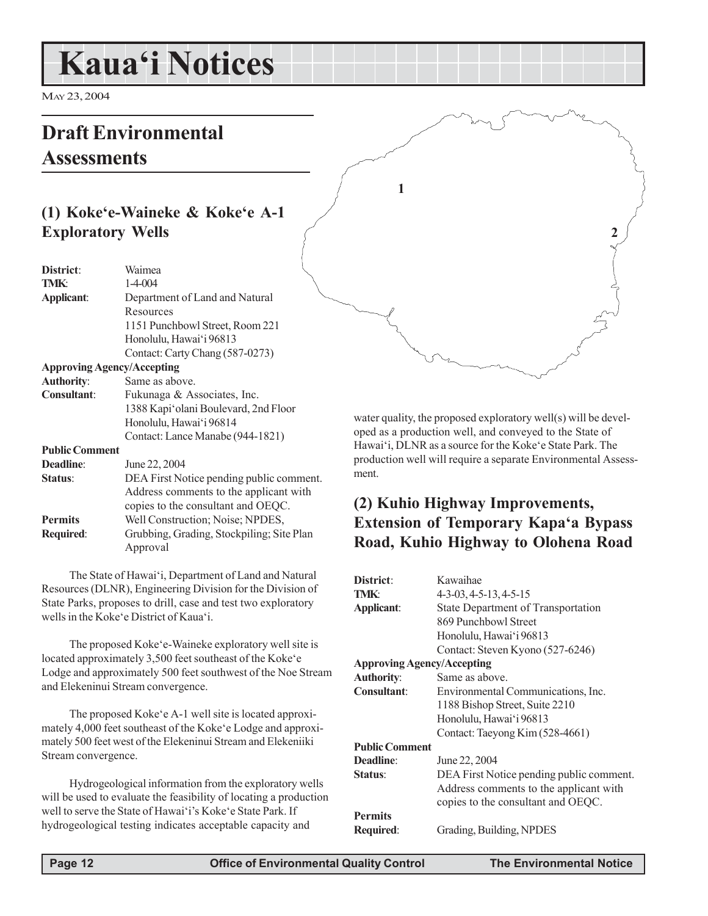# Kaua'i Notices

MAY 23, 2004

## Draft Environmental Assessments

### (1) Koke'e-Waineke & Koke'e A-1 Exploratory Wells

| | |
|---|---|
| **District**: | Waimea |
| **TMK**: | 1-4-004 |
| **Applicant**: | Department of Land and Natural Resources<br>1151 Punchbowl Street, Room 221<br>Honolulu, Hawai'i 96813<br>Contact: Carty Chang (587-0273) |
| **Approving Agency/Accepting Authority**: | Same as above. |
| **Consultant**: | Fukunaga & Associates, Inc.<br>1388 Kapi'olani Boulevard, 2nd Floor<br>Honolulu, Hawai'i 96814<br>Contact: Lance Manabe (944-1821) |
| **Public Comment Deadline**: | June 22, 2004 |
| **Status**: | DEA First Notice pending public comment. Address comments to the applicant with copies to the consultant and OEQC. |
| **Permits Required**: | Well Construction; Noise; NPDES, Grubbing, Grading, Stockpiling; Site Plan Approval |

The State of Hawai'i, Department of Land and Natural Resources (DLNR), Engineering Division for the Division of State Parks, proposes to drill, case and test two exploratory wells in the Koke'e District of Kaua'i.

The proposed Koke'e-Waineke exploratory well site is located approximately 3,500 feet southeast of the Koke'e Lodge and approximately 500 feet southwest of the Noe Stream and Elekeninui Stream convergence.

The proposed Koke'e A-1 well site is located approximately 4,000 feet southeast of the Koke'e Lodge and approximately 500 feet west of the Elekeninui Stream and Elekeniiki Stream convergence.

Hydrogeological information from the exploratory wells will be used to evaluate the feasibility of locating a production well to serve the State of Hawai'i's Koke'e State Park. If hydrogeological testing indicates acceptable capacity and water quality, the proposed exploratory well(s) will be developed as a production well, and conveyed to the State of Hawai'i, DLNR as a source for the Koke'e State Park. The production well will require a separate Environmental Assessment.

1

2

### (2) Kuhio Highway Improvements, Extension of Temporary Kapa'a Bypass Road, Kuhio Highway to Olohena Road

| | |
|---|---|
| **District**: | Kawaihae |
| **TMK**: | 4-3-03, 4-5-13, 4-5-15 |
| **Applicant**: | State Department of Transportation<br>869 Punchbowl Street<br>Honolulu, Hawai'i 96813<br>Contact: Steven Kyono (527-6246) |
| **Approving Agency/Accepting Authority**: | Same as above. |
| **Consultant**: | Environmental Communications, Inc.<br>1188 Bishop Street, Suite 2210<br>Honolulu, Hawai'i 96813<br>Contact: Taeyong Kim (528-4661) |
| **Public Comment Deadline**: | June 22, 2004 |
| **Status**: | DEA First Notice pending public comment. Address comments to the applicant with copies to the consultant and OEQC. |
| **Permits Required**: | Grading, Building, NPDES |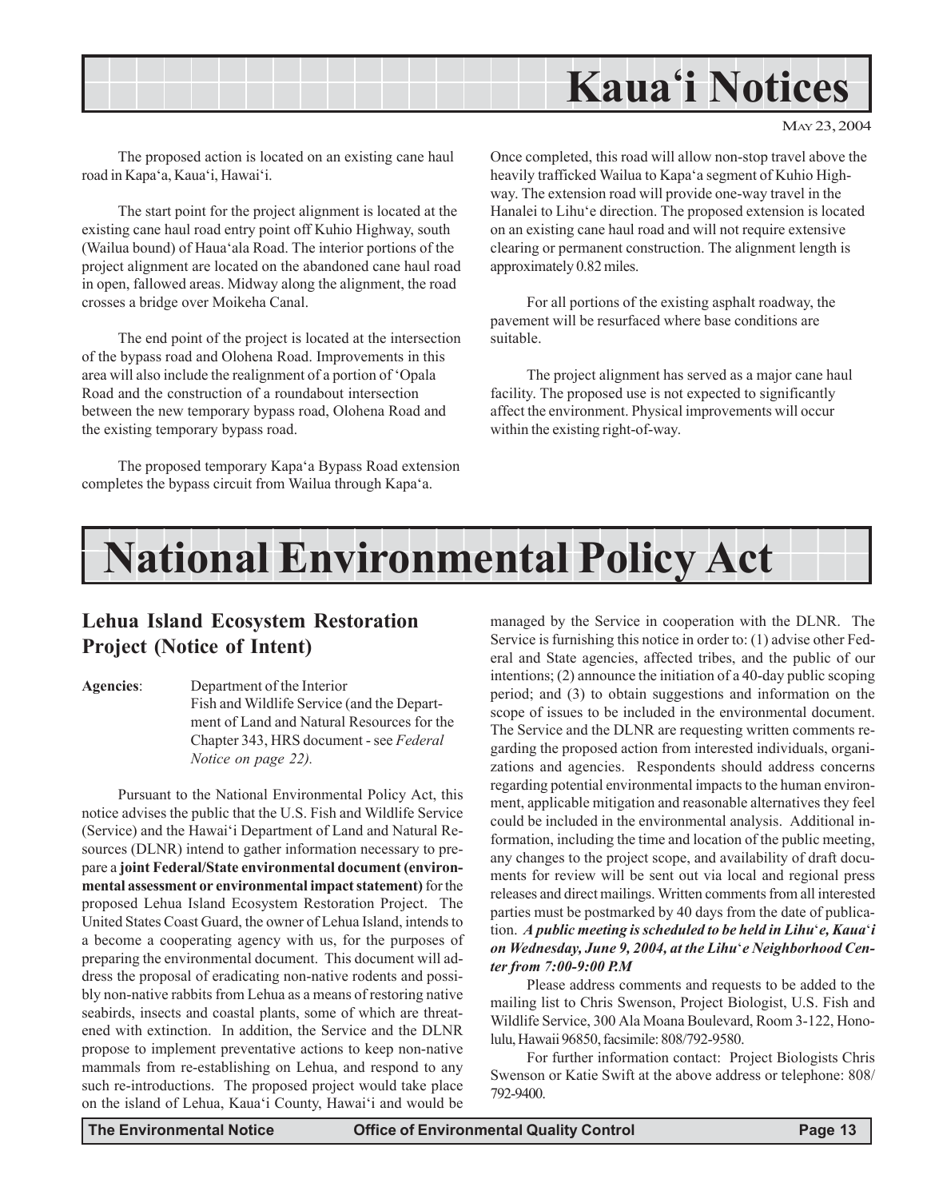# Kaua'i Notices

MAY 23, 2004

The proposed action is located on an existing cane haul road in Kapa'a, Kaua'i, Hawai'i.

The start point for the project alignment is located at the existing cane haul road entry point off Kuhio Highway, south (Wailua bound) of Haua'ala Road. The interior portions of the project alignment are located on the abandoned cane haul road in open, fallowed areas. Midway along the alignment, the road crosses a bridge over Moikeha Canal.

The end point of the project is located at the intersection of the bypass road and Olohena Road. Improvements in this area will also include the realignment of a portion of 'Opala Road and the construction of a roundabout intersection between the new temporary bypass road, Olohena Road and the existing temporary bypass road.

The proposed temporary Kapa'a Bypass Road extension completes the bypass circuit from Wailua through Kapa'a. Once completed, this road will allow non-stop travel above the heavily trafficked Wailua to Kapa'a segment of Kuhio Highway. The extension road will provide one-way travel in the Hanalei to Lihu'e direction. The proposed extension is located on an existing cane haul road and will not require extensive clearing or permanent construction. The alignment length is approximately 0.82 miles.

For all portions of the existing asphalt roadway, the pavement will be resurfaced where base conditions are suitable.

The project alignment has served as a major cane haul facility. The proposed use is not expected to significantly affect the environment. Physical improvements will occur within the existing right-of-way.

# National Environmental Policy Act

## Lehua Island Ecosystem Restoration Project (Notice of Intent)

**Agencies**: Department of the Interior Fish and Wildlife Service (and the Department of Land and Natural Resources for the Chapter 343, HRS document - see *Federal Notice on page 22).*

Pursuant to the National Environmental Policy Act, this notice advises the public that the U.S. Fish and Wildlife Service (Service) and the Hawai'i Department of Land and Natural Resources (DLNR) intend to gather information necessary to prepare a **joint Federal/State environmental document (environmental assessment or environmental impact statement)** for the proposed Lehua Island Ecosystem Restoration Project. The United States Coast Guard, the owner of Lehua Island, intends to a become a cooperating agency with us, for the purposes of preparing the environmental document. This document will address the proposal of eradicating non-native rodents and possibly non-native rabbits from Lehua as a means of restoring native seabirds, insects and coastal plants, some of which are threatened with extinction. In addition, the Service and the DLNR propose to implement preventative actions to keep non-native mammals from re-establishing on Lehua, and respond to any such re-introductions. The proposed project would take place on the island of Lehua, Kaua'i County, Hawai'i and would be managed by the Service in cooperation with the DLNR. The Service is furnishing this notice in order to: (1) advise other Federal and State agencies, affected tribes, and the public of our intentions; (2) announce the initiation of a 40-day public scoping period; and (3) to obtain suggestions and information on the scope of issues to be included in the environmental document. The Service and the DLNR are requesting written comments regarding the proposed action from interested individuals, organizations and agencies. Respondents should address concerns regarding potential environmental impacts to the human environment, applicable mitigation and reasonable alternatives they feel could be included in the environmental analysis. Additional information, including the time and location of the public meeting, any changes to the project scope, and availability of draft documents for review will be sent out via local and regional press releases and direct mailings. Written comments from all interested parties must be postmarked by 40 days from the date of publication. ***A public meeting is scheduled to be held in Lihu'e, Kaua'i on Wednesday, June 9, 2004, at the Lihu'e Neighborhood Center from 7:00-9:00 P.M***

Please address comments and requests to be added to the mailing list to Chris Swenson, Project Biologist, U.S. Fish and Wildlife Service, 300 Ala Moana Boulevard, Room 3-122, Honolulu, Hawaii 96850, facsimile: 808/792-9580.

For further information contact: Project Biologists Chris Swenson or Katie Swift at the above address or telephone: 808/792-9400.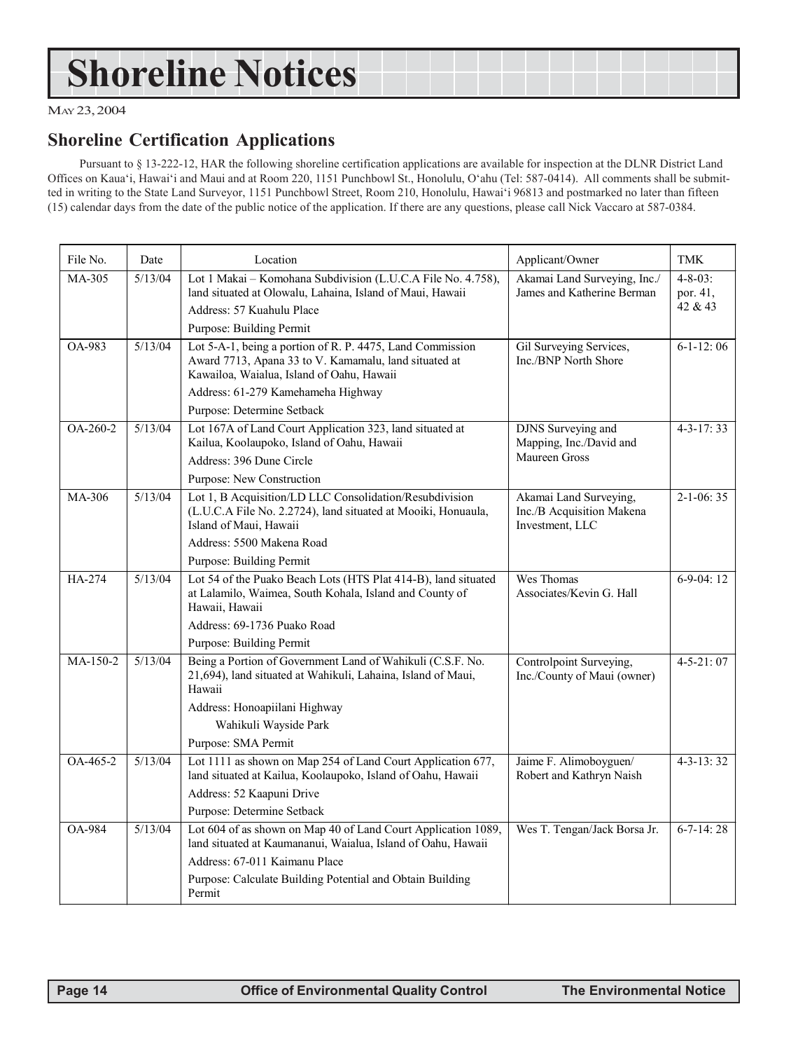# Shoreline Notices

MAY 23, 2004

## Shoreline Certification Applications

Pursuant to § 13-222-12, HAR the following shoreline certification applications are available for inspection at the DLNR District Land Offices on Kaua'i, Hawai'i and Maui and at Room 220, 1151 Punchbowl St., Honolulu, O'ahu (Tel: 587-0414). All comments shall be submitted in writing to the State Land Surveyor, 1151 Punchbowl Street, Room 210, Honolulu, Hawai'i 96813 and postmarked no later than fifteen (15) calendar days from the date of the public notice of the application. If there are any questions, please call Nick Vaccaro at 587-0384.

| File No. | Date | Location | Applicant/Owner | TMK |
|---|---|---|---|---|
| MA-305 | 5/13/04 | Lot 1 Makai – Komohana Subdivision (L.U.C.A File No. 4.758), land situated at Olowalu, Lahaina, Island of Maui, Hawaii<br>Address: 57 Kuahulu Place<br>Purpose: Building Permit | Akamai Land Surveying, Inc./ James and Katherine Berman | 4-8-03: por. 41, 42 & 43 |
| OA-983 | 5/13/04 | Lot 5-A-1, being a portion of R. P. 4475, Land Commission Award 7713, Apana 33 to V. Kamamalu, land situated at Kawailoa, Waialua, Island of Oahu, Hawaii<br>Address: 61-279 Kamehameha Highway<br>Purpose: Determine Setback | Gil Surveying Services, Inc./BNP North Shore | 6-1-12: 06 |
| OA-260-2 | 5/13/04 | Lot 167A of Land Court Application 323, land situated at Kailua, Koolaupoko, Island of Oahu, Hawaii<br>Address: 396 Dune Circle<br>Purpose: New Construction | DJNS Surveying and Mapping, Inc./David and Maureen Gross | 4-3-17: 33 |
| MA-306 | 5/13/04 | Lot 1, B Acquisition/LD LLC Consolidation/Resubdivision (L.U.C.A File No. 2.2724), land situated at Mooiki, Honuaula, Island of Maui, Hawaii<br>Address: 5500 Makena Road<br>Purpose: Building Permit | Akamai Land Surveying, Inc./B Acquisition Makena Investment, LLC | 2-1-06: 35 |
| HA-274 | 5/13/04 | Lot 54 of the Puako Beach Lots (HTS Plat 414-B), land situated at Lalamilo, Waimea, South Kohala, Island and County of Hawaii, Hawaii<br>Address: 69-1736 Puako Road<br>Purpose: Building Permit | Wes Thomas Associates/Kevin G. Hall | 6-9-04: 12 |
| MA-150-2 | 5/13/04 | Being a Portion of Government Land of Wahikuli (C.S.F. No. 21,694), land situated at Wahikuli, Lahaina, Island of Maui, Hawaii<br>Address: Honoapiilani Highway<br>Wahikuli Wayside Park<br>Purpose: SMA Permit | Controlpoint Surveying, Inc./County of Maui (owner) | 4-5-21: 07 |
| OA-465-2 | 5/13/04 | Lot 1111 as shown on Map 254 of Land Court Application 677, land situated at Kailua, Koolaupoko, Island of Oahu, Hawaii<br>Address: 52 Kaapuni Drive<br>Purpose: Determine Setback | Jaime F. Alimoboyguen/ Robert and Kathryn Naish | 4-3-13: 32 |
| OA-984 | 5/13/04 | Lot 604 of as shown on Map 40 of Land Court Application 1089, land situated at Kaumananui, Waialua, Island of Oahu, Hawaii<br>Address: 67-011 Kaimanu Place<br>Purpose: Calculate Building Potential and Obtain Building Permit | Wes T. Tengan/Jack Borsa Jr. | 6-7-14: 28 |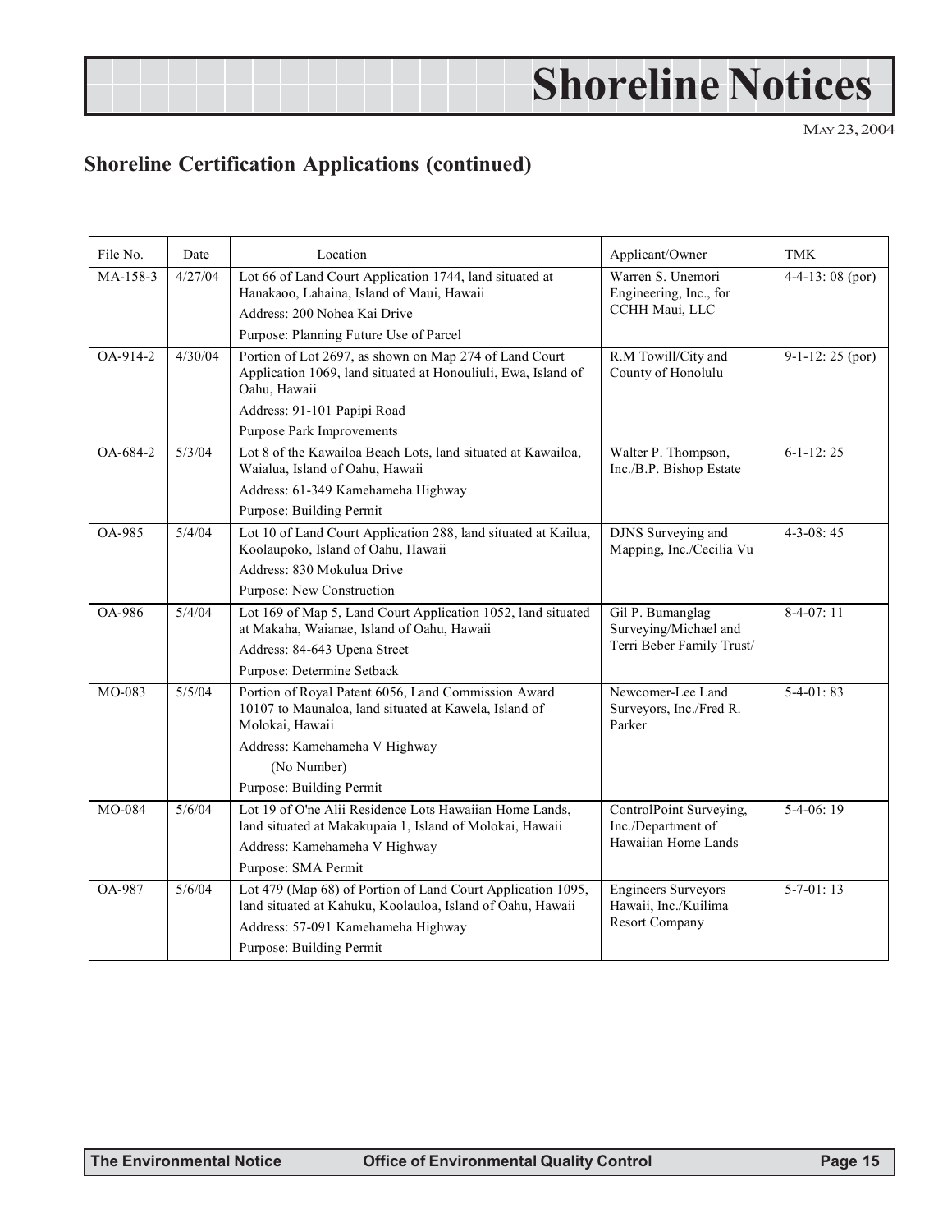# Shoreline Notices

May 23, 2004

## Shoreline Certification Applications (continued)

| File No. | Date | Location | Applicant/Owner | TMK |
|---|---|---|---|---|
| MA-158-3 | 4/27/04 | Lot 66 of Land Court Application 1744, land situated at Hanakaoo, Lahaina, Island of Maui, Hawaii<br>Address: 200 Nohea Kai Drive<br>Purpose: Planning Future Use of Parcel | Warren S. Unemori Engineering, Inc., for CCHH Maui, LLC | 4-4-13: 08 (por) |
| OA-914-2 | 4/30/04 | Portion of Lot 2697, as shown on Map 274 of Land Court Application 1069, land situated at Honouliuli, Ewa, Island of Oahu, Hawaii<br>Address: 91-101 Papipi Road<br>Purpose Park Improvements | R.M Towill/City and County of Honolulu | 9-1-12: 25 (por) |
| OA-684-2 | 5/3/04 | Lot 8 of the Kawailoa Beach Lots, land situated at Kawailoa, Waialua, Island of Oahu, Hawaii<br>Address: 61-349 Kamehameha Highway<br>Purpose: Building Permit | Walter P. Thompson, Inc./B.P. Bishop Estate | 6-1-12: 25 |
| OA-985 | 5/4/04 | Lot 10 of Land Court Application 288, land situated at Kailua, Koolaupoko, Island of Oahu, Hawaii<br>Address: 830 Mokulua Drive<br>Purpose: New Construction | DJNS Surveying and Mapping, Inc./Cecilia Vu | 4-3-08: 45 |
| OA-986 | 5/4/04 | Lot 169 of Map 5, Land Court Application 1052, land situated at Makaha, Waianae, Island of Oahu, Hawaii<br>Address: 84-643 Upena Street<br>Purpose: Determine Setback | Gil P. Bumanglag Surveying/Michael and Terri Beber Family Trust/ | 8-4-07: 11 |
| MO-083 | 5/5/04 | Portion of Royal Patent 6056, Land Commission Award 10107 to Maunaloa, land situated at Kawela, Island of Molokai, Hawaii<br>Address: Kamehameha V Highway (No Number)<br>Purpose: Building Permit | Newcomer-Lee Land Surveyors, Inc./Fred R. Parker | 5-4-01: 83 |
| MO-084 | 5/6/04 | Lot 19 of O'ne Alii Residence Lots Hawaiian Home Lands, land situated at Makakupaia 1, Island of Molokai, Hawaii<br>Address: Kamehameha V Highway<br>Purpose: SMA Permit | ControlPoint Surveying, Inc./Department of Hawaiian Home Lands | 5-4-06: 19 |
| OA-987 | 5/6/04 | Lot 479 (Map 68) of Portion of Land Court Application 1095, land situated at Kahuku, Koolauloa, Island of Oahu, Hawaii<br>Address: 57-091 Kamehameha Highway<br>Purpose: Building Permit | Engineers Surveyors Hawaii, Inc./Kuilima Resort Company | 5-7-01: 13 |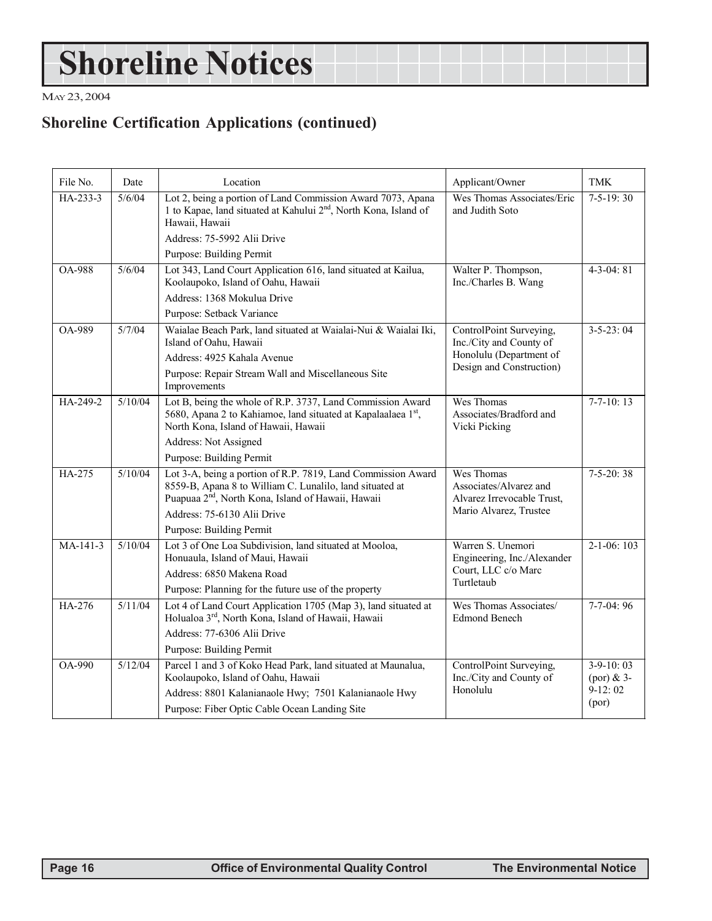# Shoreline Notices

MAY 23, 2004

## Shoreline Certification Applications (continued)

| File No. | Date | Location | Applicant/Owner | TMK |
|---|---|---|---|---|
| HA-233-3 | 5/6/04 | Lot 2, being a portion of Land Commission Award 7073, Apana 1 to Kapae, land situated at Kahului 2nd, North Kona, Island of Hawaii, Hawaii<br>Address: 75-5992 Alii Drive<br>Purpose: Building Permit | Wes Thomas Associates/Eric and Judith Soto | 7-5-19: 30 |
| OA-988 | 5/6/04 | Lot 343, Land Court Application 616, land situated at Kailua, Koolaupoko, Island of Oahu, Hawaii<br>Address: 1368 Mokulua Drive<br>Purpose: Setback Variance | Walter P. Thompson, Inc./Charles B. Wang | 4-3-04: 81 |
| OA-989 | 5/7/04 | Waialae Beach Park, land situated at Waialai-Nui & Waialai Iki, Island of Oahu, Hawaii<br>Address: 4925 Kahala Avenue<br>Purpose: Repair Stream Wall and Miscellaneous Site Improvements | ControlPoint Surveying, Inc./City and County of Honolulu (Department of Design and Construction) | 3-5-23: 04 |
| HA-249-2 | 5/10/04 | Lot B, being the whole of R.P. 3737, Land Commission Award 5680, Apana 2 to Kahiamoe, land situated at Kapalaalaea 1st, North Kona, Island of Hawaii, Hawaii<br>Address: Not Assigned<br>Purpose: Building Permit | Wes Thomas Associates/Bradford and Vicki Picking | 7-7-10: 13 |
| HA-275 | 5/10/04 | Lot 3-A, being a portion of R.P. 7819, Land Commission Award 8559-B, Apana 8 to William C. Lunalilo, land situated at Puapuaa 2nd, North Kona, Island of Hawaii, Hawaii<br>Address: 75-6130 Alii Drive<br>Purpose: Building Permit | Wes Thomas Associates/Alvarez and Alvarez Irrevocable Trust, Mario Alvarez, Trustee | 7-5-20: 38 |
| MA-141-3 | 5/10/04 | Lot 3 of One Loa Subdivision, land situated at Mooloa, Honuaula, Island of Maui, Hawaii<br>Address: 6850 Makena Road<br>Purpose: Planning for the future use of the property | Warren S. Unemori Engineering, Inc./Alexander Court, LLC c/o Marc Turtletaub | 2-1-06: 103 |
| HA-276 | 5/11/04 | Lot 4 of Land Court Application 1705 (Map 3), land situated at Holualoa 3rd, North Kona, Island of Hawaii, Hawaii<br>Address: 77-6306 Alii Drive<br>Purpose: Building Permit | Wes Thomas Associates/ Edmond Benech | 7-7-04: 96 |
| OA-990 | 5/12/04 | Parcel 1 and 3 of Koko Head Park, land situated at Maunalua, Koolaupoko, Island of Oahu, Hawaii<br>Address: 8801 Kalanianaole Hwy; 7501 Kalanianaole Hwy<br>Purpose: Fiber Optic Cable Ocean Landing Site | ControlPoint Surveying, Inc./City and County of Honolulu | 3-9-10: 03 (por) & 3-9-12: 02 (por) |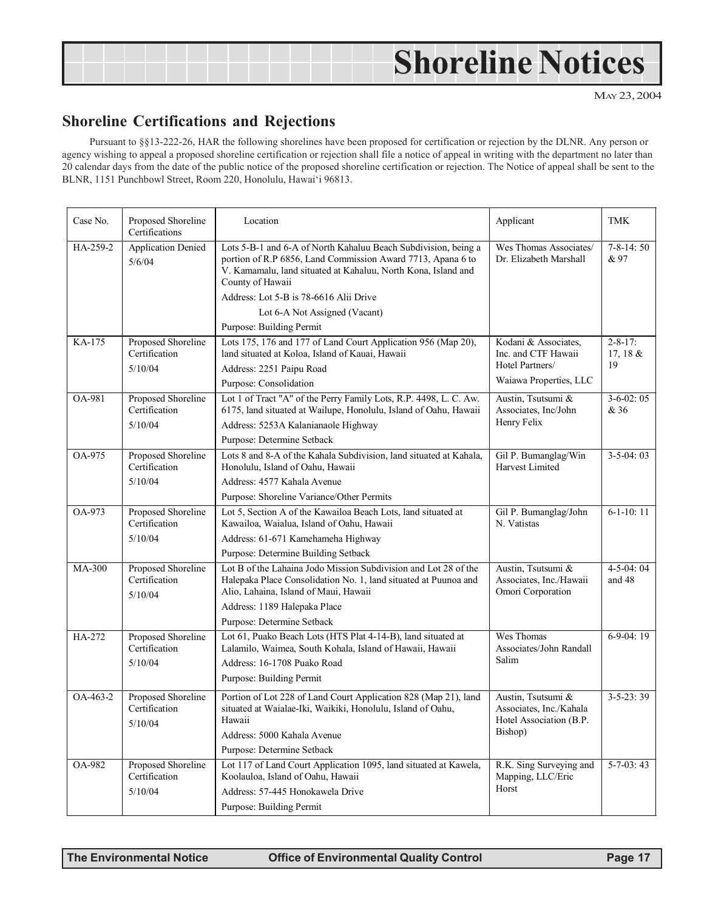# Shoreline Notices

MAY 23, 2004

## Shoreline Certifications and Rejections

Pursuant to §§13-222-26, HAR the following shorelines have been proposed for certification or rejection by the DLNR. Any person or agency wishing to appeal a proposed shoreline certification or rejection shall file a notice of appeal in writing with the department no later than 20 calendar days from the date of the public notice of the proposed shoreline certification or rejection. The Notice of appeal shall be sent to the BLNR, 1151 Punchbowl Street, Room 220, Honolulu, Hawai'i 96813.

| Case No. | Proposed Shoreline Certifications | Location | Applicant | TMK |
|---|---|---|---|---|
| HA-259-2 | Application Denied 5/6/04 | Lots 5-B-1 and 6-A of North Kahaluu Beach Subdivision, being a portion of R.P 6856, Land Commission Award 7713, Apana 6 to V. Kamamalu, land situated at Kahaluu, North Kona, Island and County of Hawaii<br>Address: Lot 5-B is 78-6616 Alii Drive<br>Lot 6-A Not Assigned (Vacant)<br>Purpose: Building Permit | Wes Thomas Associates/ Dr. Elizabeth Marshall | 7-8-14: 50 & 97 |
| KA-175 | Proposed Shoreline Certification 5/10/04 | Lots 175, 176 and 177 of Land Court Application 956 (Map 20), land situated at Koloa, Island of Kauai, Hawaii<br>Address: 2251 Paipu Road<br>Purpose: Consolidation | Kodani & Associates, Inc. and CTF Hawaii Hotel Partners/ Waiawa Properties, LLC | 2-8-17: 17, 18 & 19 |
| OA-981 | Proposed Shoreline Certification 5/10/04 | Lot 1 of Tract "A" of the Perry Family Lots, R.P. 4498, L. C. Aw. 6175, land situated at Wailupe, Honolulu, Island of Oahu, Hawaii<br>Address: 5253A Kalanianaole Highway<br>Purpose: Determine Setback | Austin, Tsutsumi & Associates, Inc/John Henry Felix | 3-6-02: 05 & 36 |
| OA-975 | Proposed Shoreline Certification 5/10/04 | Lots 8 and 8-A of the Kahala Subdivision, land situated at Kahala, Honolulu, Island of Oahu, Hawaii<br>Address: 4577 Kahala Avenue<br>Purpose: Shoreline Variance/Other Permits | Gil P. Bumanglag/Win Harvest Limited | 3-5-04: 03 |
| OA-973 | Proposed Shoreline Certification 5/10/04 | Lot 5, Section A of the Kawailoa Beach Lots, land situated at Kawailoa, Waialua, Island of Oahu, Hawaii<br>Address: 61-671 Kamehameha Highway<br>Purpose: Determine Building Setback | Gil P. Bumanglag/John N. Vatistas | 6-1-10: 11 |
| MA-300 | Proposed Shoreline Certification 5/10/04 | Lot B of the Lahaina Jodo Mission Subdivision and Lot 28 of the Halepaka Place Consolidation No. 1, land situated at Puunoa and Alio, Lahaina, Island of Maui, Hawaii<br>Address: 1189 Halepaka Place<br>Purpose: Determine Setback | Austin, Tsutsumi & Associates, Inc./Hawaii Omori Corporation | 4-5-04: 04 and 48 |
| HA-272 | Proposed Shoreline Certification 5/10/04 | Lot 61, Puako Beach Lots (HTS Plat 4-14-B), land situated at Lalamilo, Waimea, South Kohala, Island of Hawaii, Hawaii<br>Address: 16-1708 Puako Road<br>Purpose: Building Permit | Wes Thomas Associates/John Randall Salim | 6-9-04: 19 |
| OA-463-2 | Proposed Shoreline Certification 5/10/04 | Portion of Lot 228 of Land Court Application 828 (Map 21), land situated at Waialae-Iki, Waikiki, Honolulu, Island of Oahu, Hawaii<br>Address: 5000 Kahala Avenue<br>Purpose: Determine Setback | Austin, Tsutsumi & Associates, Inc./Kahala Hotel Association (B.P. Bishop) | 3-5-23: 39 |
| OA-982 | Proposed Shoreline Certification 5/10/04 | Lot 117 of Land Court Application 1095, land situated at Kawela, Koolauloa, Island of Oahu, Hawaii<br>Address: 57-445 Honokawela Drive<br>Purpose: Building Permit | R.K. Sing Surveying and Mapping, LLC/Eric Horst | 5-7-03: 43 |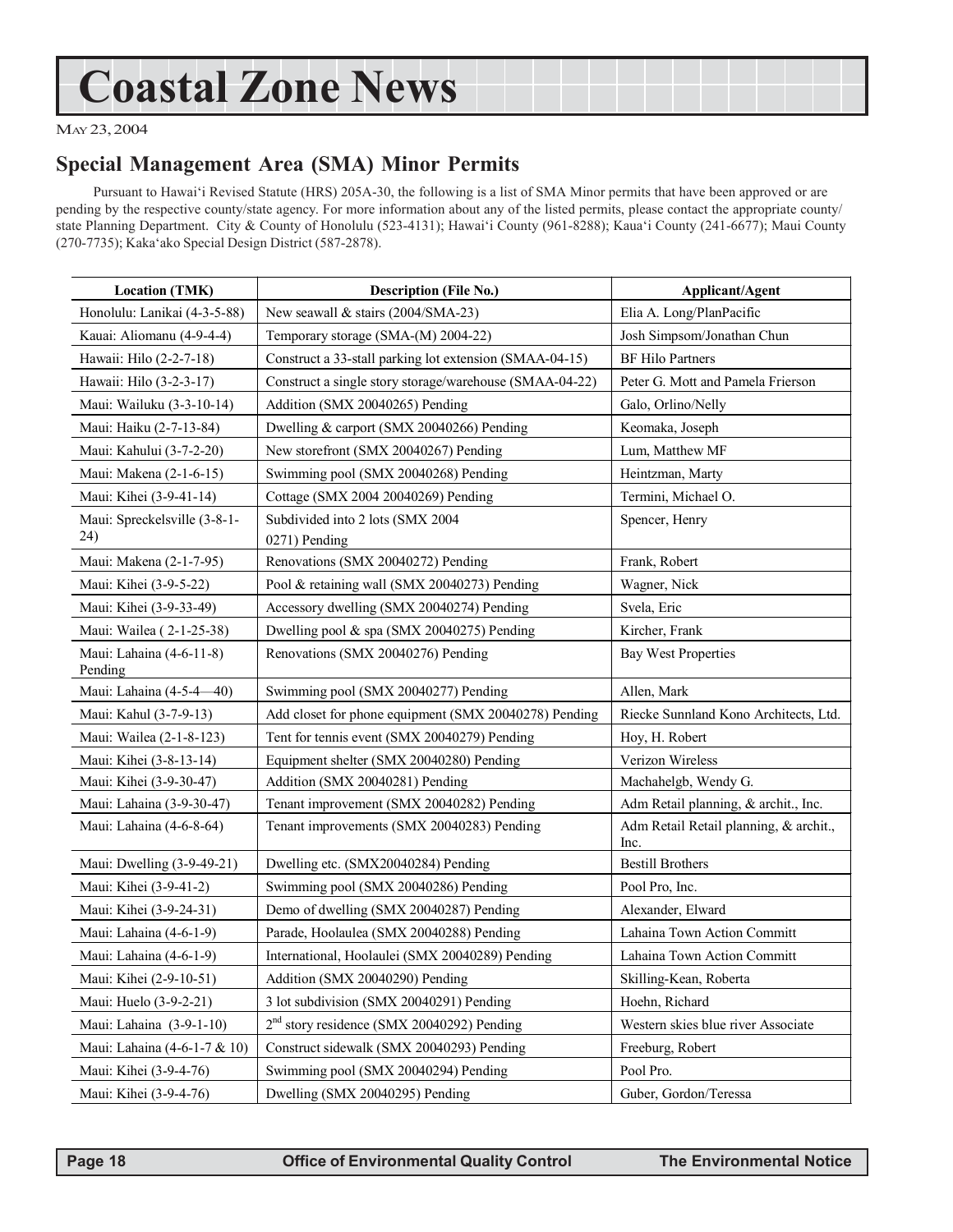# Coastal Zone News

MAY 23, 2004

## Special Management Area (SMA) Minor Permits

Pursuant to Hawai'i Revised Statute (HRS) 205A-30, the following is a list of SMA Minor permits that have been approved or are pending by the respective county/state agency. For more information about any of the listed permits, please contact the appropriate county/state Planning Department. City & County of Honolulu (523-4131); Hawai'i County (961-8288); Kaua'i County (241-6677); Maui County (270-7735); Kaka'ako Special Design District (587-2878).

| Location (TMK) | Description (File No.) | Applicant/Agent |
|---|---|---|
| Honolulu: Lanikai (4-3-5-88) | New seawall & stairs (2004/SMA-23) | Elia A. Long/PlanPacific |
| Kauai: Aliomanu (4-9-4-4) | Temporary storage (SMA-(M) 2004-22) | Josh Simpsom/Jonathan Chun |
| Hawaii: Hilo (2-2-7-18) | Construct a 33-stall parking lot extension (SMAA-04-15) | BF Hilo Partners |
| Hawaii: Hilo (3-2-3-17) | Construct a single story storage/warehouse (SMAA-04-22) | Peter G. Mott and Pamela Frierson |
| Maui: Wailuku (3-3-10-14) | Addition (SMX 20040265) Pending | Galo, Orlino/Nelly |
| Maui: Haiku (2-7-13-84) | Dwelling & carport (SMX 20040266) Pending | Keomaka, Joseph |
| Maui: Kahului (3-7-2-20) | New storefront (SMX 20040267) Pending | Lum, Matthew MF |
| Maui: Makena (2-1-6-15) | Swimming pool (SMX 20040268) Pending | Heintzman, Marty |
| Maui: Kihei (3-9-41-14) | Cottage (SMX 2004 20040269) Pending | Termini, Michael O. |
| Maui: Spreckelsville (3-8-1-24) | Subdivided into 2 lots (SMX 2004 0271) Pending | Spencer, Henry |
| Maui: Makena (2-1-7-95) | Renovations (SMX 20040272) Pending | Frank, Robert |
| Maui: Kihei (3-9-5-22) | Pool & retaining wall (SMX 20040273) Pending | Wagner, Nick |
| Maui: Kihei (3-9-33-49) | Accessory dwelling (SMX 20040274) Pending | Svela, Eric |
| Maui: Wailea ( 2-1-25-38) | Dwelling pool & spa (SMX 20040275) Pending | Kircher, Frank |
| Maui: Lahaina (4-6-11-8) Pending | Renovations (SMX 20040276) Pending | Bay West Properties |
| Maui: Lahaina (4-5-4—40) | Swimming pool (SMX 20040277) Pending | Allen, Mark |
| Maui: Kahul (3-7-9-13) | Add closet for phone equipment (SMX 20040278) Pending | Riecke Sunnland Kono Architects, Ltd. |
| Maui: Wailea (2-1-8-123) | Tent for tennis event (SMX 20040279) Pending | Hoy, H. Robert |
| Maui: Kihei (3-8-13-14) | Equipment shelter (SMX 20040280) Pending | Verizon Wireless |
| Maui: Kihei (3-9-30-47) | Addition (SMX 20040281) Pending | Machahelgb, Wendy G. |
| Maui: Lahaina (3-9-30-47) | Tenant improvement (SMX 20040282) Pending | Adm Retail planning, & archit., Inc. |
| Maui: Lahaina (4-6-8-64) | Tenant improvements (SMX 20040283) Pending | Adm Retail Retail planning, & archit., Inc. |
| Maui: Dwelling (3-9-49-21) | Dwelling etc. (SMX20040284) Pending | Bestill Brothers |
| Maui: Kihei (3-9-41-2) | Swimming pool (SMX 20040286) Pending | Pool Pro, Inc. |
| Maui: Kihei (3-9-24-31) | Demo of dwelling (SMX 20040287) Pending | Alexander, Elward |
| Maui: Lahaina (4-6-1-9) | Parade, Hoolaulea (SMX 20040288) Pending | Lahaina Town Action Committ |
| Maui: Lahaina (4-6-1-9) | International, Hoolaulei (SMX 20040289) Pending | Lahaina Town Action Committ |
| Maui: Kihei (2-9-10-51) | Addition (SMX 20040290) Pending | Skilling-Kean, Roberta |
| Maui: Huelo (3-9-2-21) | 3 lot subdivision (SMX 20040291) Pending | Hoehn, Richard |
| Maui: Lahaina (3-9-1-10) | 2nd story residence (SMX 20040292) Pending | Western skies blue river Associate |
| Maui: Lahaina (4-6-1-7 & 10) | Construct sidewalk (SMX 20040293) Pending | Freeburg, Robert |
| Maui: Kihei (3-9-4-76) | Swimming pool (SMX 20040294) Pending | Pool Pro. |
| Maui: Kihei (3-9-4-76) | Dwelling (SMX 20040295) Pending | Guber, Gordon/Teressa |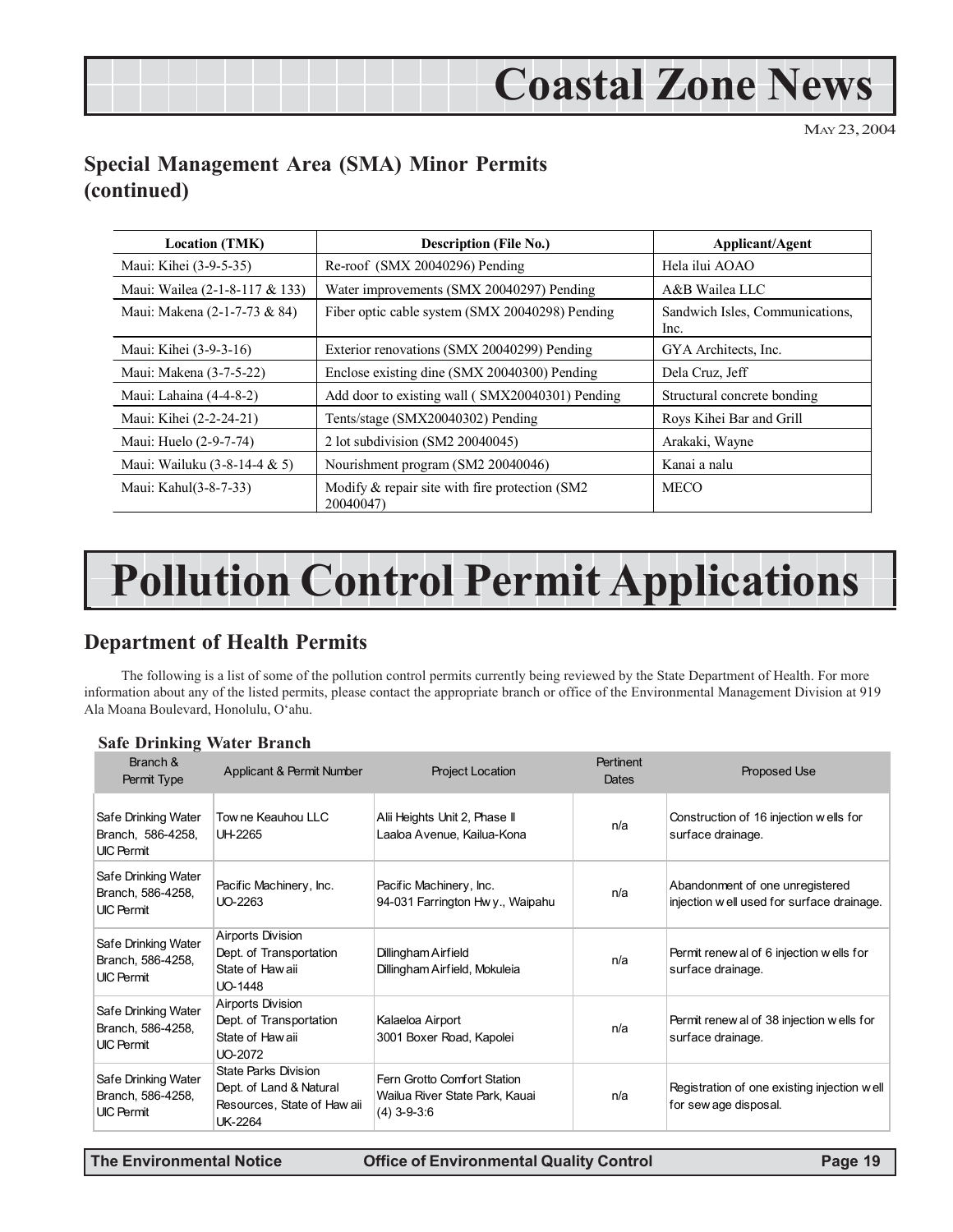# Coastal Zone News

## Special Management Area (SMA) Minor Permits (continued)

| Location (TMK) | Description (File No.) | Applicant/Agent |
|---|---|---|
| Maui: Kihei (3-9-5-35) | Re-roof (SMX 20040296) Pending | Hela ilui AOAO |
| Maui: Wailea (2-1-8-117 & 133) | Water improvements (SMX 20040297) Pending | A&B Wailea LLC |
| Maui: Makena (2-1-7-73 & 84) | Fiber optic cable system (SMX 20040298) Pending | Sandwich Isles, Communications, Inc. |
| Maui: Kihei (3-9-3-16) | Exterior renovations (SMX 20040299) Pending | GYA Architects, Inc. |
| Maui: Makena (3-7-5-22) | Enclose existing dine (SMX 20040300) Pending | Dela Cruz, Jeff |
| Maui: Lahaina (4-4-8-2) | Add door to existing wall ( SMX20040301) Pending | Structural concrete bonding |
| Maui: Kihei (2-2-24-21) | Tents/stage (SMX20040302) Pending | Roys Kihei Bar and Grill |
| Maui: Huelo (2-9-7-74) | 2 lot subdivision (SM2 20040045) | Arakaki, Wayne |
| Maui: Wailuku (3-8-14-4 & 5) | Nourishment program (SM2 20040046) | Kanai a nalu |
| Maui: Kahul(3-8-7-33) | Modify & repair site with fire protection (SM2 20040047) | MECO |

# Pollution Control Permit Applications

## Department of Health Permits

The following is a list of some of the pollution control permits currently being reviewed by the State Department of Health. For more information about any of the listed permits, please contact the appropriate branch or office of the Environmental Management Division at 919 Ala Moana Boulevard, Honolulu, O'ahu.

### Safe Drinking Water Branch

| Branch & Permit Type | Applicant & Permit Number | Project Location | Pertinent Dates | Proposed Use |
|---|---|---|---|---|
| Safe Drinking Water Branch, 586-4258, UIC Permit | Towne Keauhou LLC UH-2265 | Alii Heights Unit 2, Phase II Laaloa Avenue, Kailua-Kona | n/a | Construction of 16 injection wells for surface drainage. |
| Safe Drinking Water Branch, 586-4258, UIC Permit | Pacific Machinery, Inc. UO-2263 | Pacific Machinery, Inc. 94-031 Farrington Hwy., Waipahu | n/a | Abandonment of one unregistered injection well used for surface drainage. |
| Safe Drinking Water Branch, 586-4258, UIC Permit | Airports Division Dept. of Transportation State of Hawaii UO-1448 | Dillingham Airfield Dillingham Airfield, Mokuleia | n/a | Permit renewal of 6 injection wells for surface drainage. |
| Safe Drinking Water Branch, 586-4258, UIC Permit | Airports Division Dept. of Transportation State of Hawaii UO-2072 | Kalaeloa Airport 3001 Boxer Road, Kapolei | n/a | Permit renewal of 38 injection wells for surface drainage. |
| Safe Drinking Water Branch, 586-4258, UIC Permit | State Parks Division Dept. of Land & Natural Resources, State of Hawaii UK-2264 | Fern Grotto Comfort Station Wailua River State Park, Kauai (4) 3-9-3:6 | n/a | Registration of one existing injection well for sewage disposal. |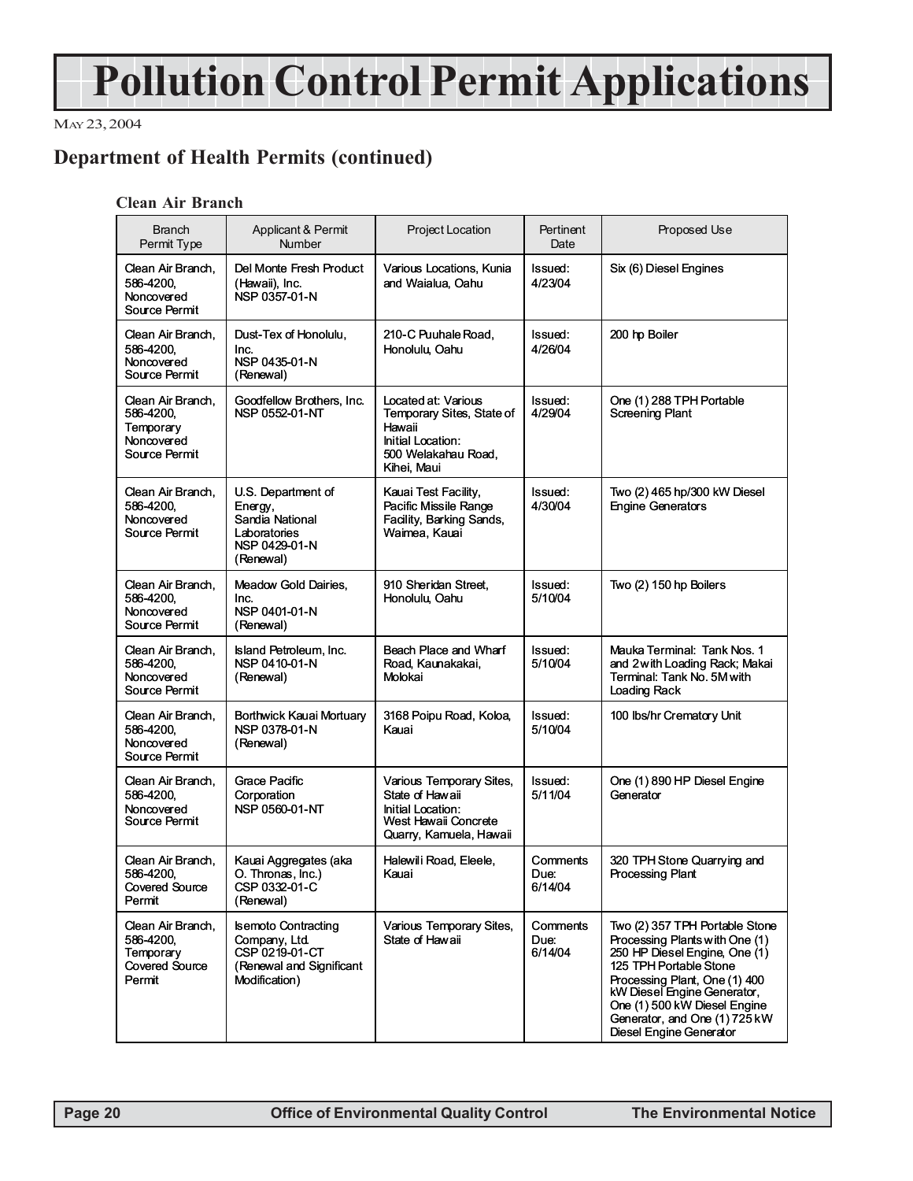# Pollution Control Permit Applications

May 23, 2004

## Department of Health Permits (continued)

### Clean Air Branch

| Branch Permit Type | Applicant & Permit Number | Project Location | Pertinent Date | Proposed Use |
|---|---|---|---|---|
| Clean Air Branch, 586-4200, Noncovered Source Permit | Del Monte Fresh Product (Hawaii), Inc. NSP 0357-01-N | Various Locations, Kunia and Waialua, Oahu | Issued: 4/23/04 | Six (6) Diesel Engines |
| Clean Air Branch, 586-4200, Noncovered Source Permit | Dust-Tex of Honolulu, Inc. NSP 0435-01-N (Renewal) | 210-C Puuhale Road, Honolulu, Oahu | Issued: 4/26/04 | 200 hp Boiler |
| Clean Air Branch, 586-4200, Temporary Noncovered Source Permit | Goodfellow Brothers, Inc. NSP 0552-01-NT | Located at: Various Temporary Sites, State of Hawaii Initial Location: 500 Welakahau Road, Kihei, Maui | Issued: 4/29/04 | One (1) 288 TPH Portable Screening Plant |
| Clean Air Branch, 586-4200, Noncovered Source Permit | U.S. Department of Energy, Sandia National Laboratories NSP 0429-01-N (Renewal) | Kauai Test Facility, Pacific Missile Range Facility, Barking Sands, Waimea, Kauai | Issued: 4/30/04 | Two (2) 465 hp/300 kW Diesel Engine Generators |
| Clean Air Branch, 586-4200, Noncovered Source Permit | Meadow Gold Dairies, Inc. NSP 0401-01-N (Renewal) | 910 Sheridan Street, Honolulu, Oahu | Issued: 5/10/04 | Two (2) 150 hp Boilers |
| Clean Air Branch, 586-4200, Noncovered Source Permit | Island Petroleum, Inc. NSP 0410-01-N (Renewal) | Beach Place and Wharf Road, Kaunakakai, Molokai | Issued: 5/10/04 | Mauka Terminal: Tank Nos. 1 and 2 with Loading Rack; Makai Terminal: Tank No. 5M with Loading Rack |
| Clean Air Branch, 586-4200, Noncovered Source Permit | Borthwick Kauai Mortuary NSP 0378-01-N (Renewal) | 3168 Poipu Road, Koloa, Kauai | Issued: 5/10/04 | 100 lbs/hr Crematory Unit |
| Clean Air Branch, 586-4200, Noncovered Source Permit | Grace Pacific Corporation NSP 0560-01-NT | Various Temporary Sites, State of Hawaii Initial Location: West Hawaii Concrete Quarry, Kamuela, Hawaii | Issued: 5/11/04 | One (1) 890 HP Diesel Engine Generator |
| Clean Air Branch, 586-4200, Covered Source Permit | Kauai Aggregates (aka O. Thronas, Inc.) CSP 0332-01-C (Renewal) | Halewili Road, Eleele, Kauai | Comments Due: 6/14/04 | 320 TPH Stone Quarrying and Processing Plant |
| Clean Air Branch, 586-4200, Temporary Covered Source Permit | Isemoto Contracting Company, Ltd. CSP 0219-01-CT (Renewal and Significant Modification) | Various Temporary Sites, State of Hawaii | Comments Due: 6/14/04 | Two (2) 357 TPH Portable Stone Processing Plants with One (1) 250 HP Diesel Engine, One (1) 125 TPH Portable Stone Processing Plant, One (1) 400 kW Diesel Engine Generator, One (1) 500 kW Diesel Engine Generator, and One (1) 725 kW Diesel Engine Generator |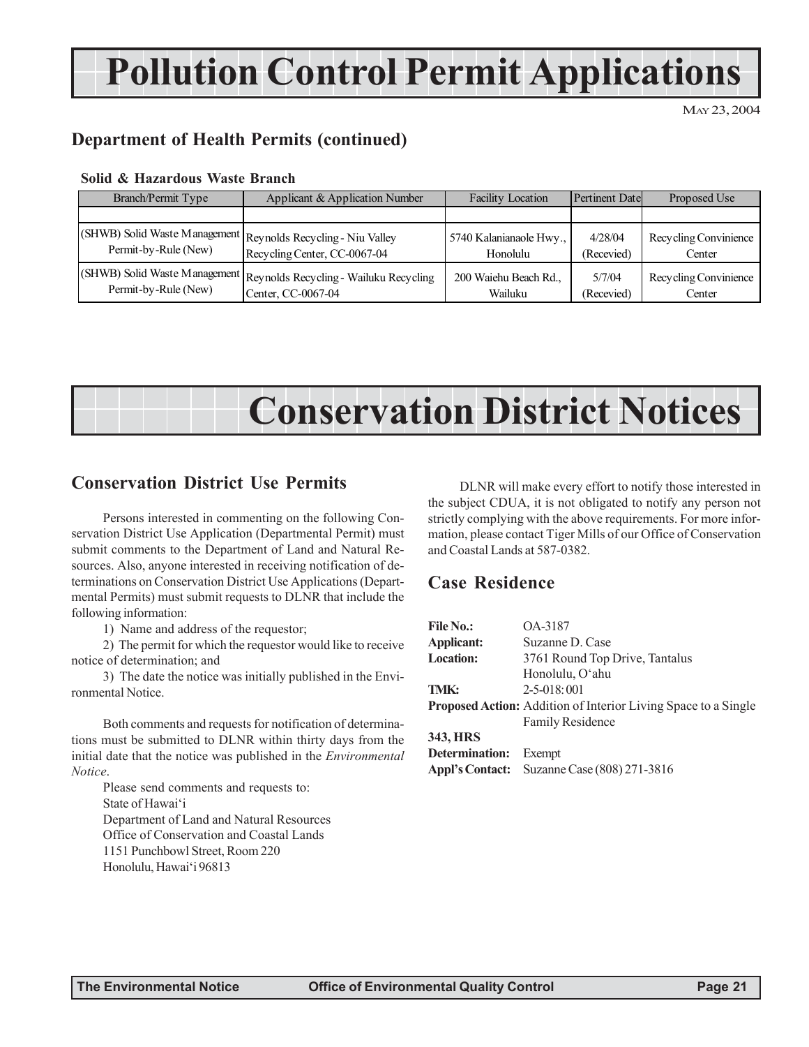# Pollution Control Permit Applications

MAY 23, 2004

## Department of Health Permits (continued)

### Solid & Hazardous Waste Branch

| Branch/Permit Type | Applicant & Application Number | Facility Location | Pertinent Date | Proposed Use |
|---|---|---|---|---|
| | | | | |
| (SHWB) Solid Waste Management Permit-by-Rule (New) | Reynolds Recycling - Niu Valley Recycling Center, CC-0067-04 | 5740 Kalanianaole Hwy., Honolulu | 4/28/04 (Recevied) | Recycling Convinience Center |
| (SHWB) Solid Waste Management Permit-by-Rule (New) | Reynolds Recycling - Wailuku Recycling Center, CC-0067-04 | 200 Waiehu Beach Rd., Wailuku | 5/7/04 (Recevied) | Recycling Convinience Center |

# Conservation District Notices

## Conservation District Use Permits

Persons interested in commenting on the following Conservation District Use Application (Departmental Permit) must submit comments to the Department of Land and Natural Resources. Also, anyone interested in receiving notification of determinations on Conservation District Use Applications (Departmental Permits) must submit requests to DLNR that include the following information:

1) Name and address of the requestor;

2) The permit for which the requestor would like to receive notice of determination; and

3) The date the notice was initially published in the Environmental Notice.

Both comments and requests for notification of determinations must be submitted to DLNR within thirty days from the initial date that the notice was published in the *Environmental Notice*.

Please send comments and requests to:
State of Hawai'i
Department of Land and Natural Resources
Office of Conservation and Coastal Lands
1151 Punchbowl Street, Room 220
Honolulu, Hawai'i 96813

DLNR will make every effort to notify those interested in the subject CDUA, it is not obligated to notify any person not strictly complying with the above requirements. For more information, please contact Tiger Mills of our Office of Conservation and Coastal Lands at 587-0382.

## Case Residence

**File No.:** OA-3187
**Applicant:** Suzanne D. Case
**Location:** 3761 Round Top Drive, Tantalus Honolulu, O'ahu
**TMK:** 2-5-018: 001
**Proposed Action:** Addition of Interior Living Space to a Single Family Residence
**343, HRS Determination:** Exempt
**Appl's Contact:** Suzanne Case (808) 271-3816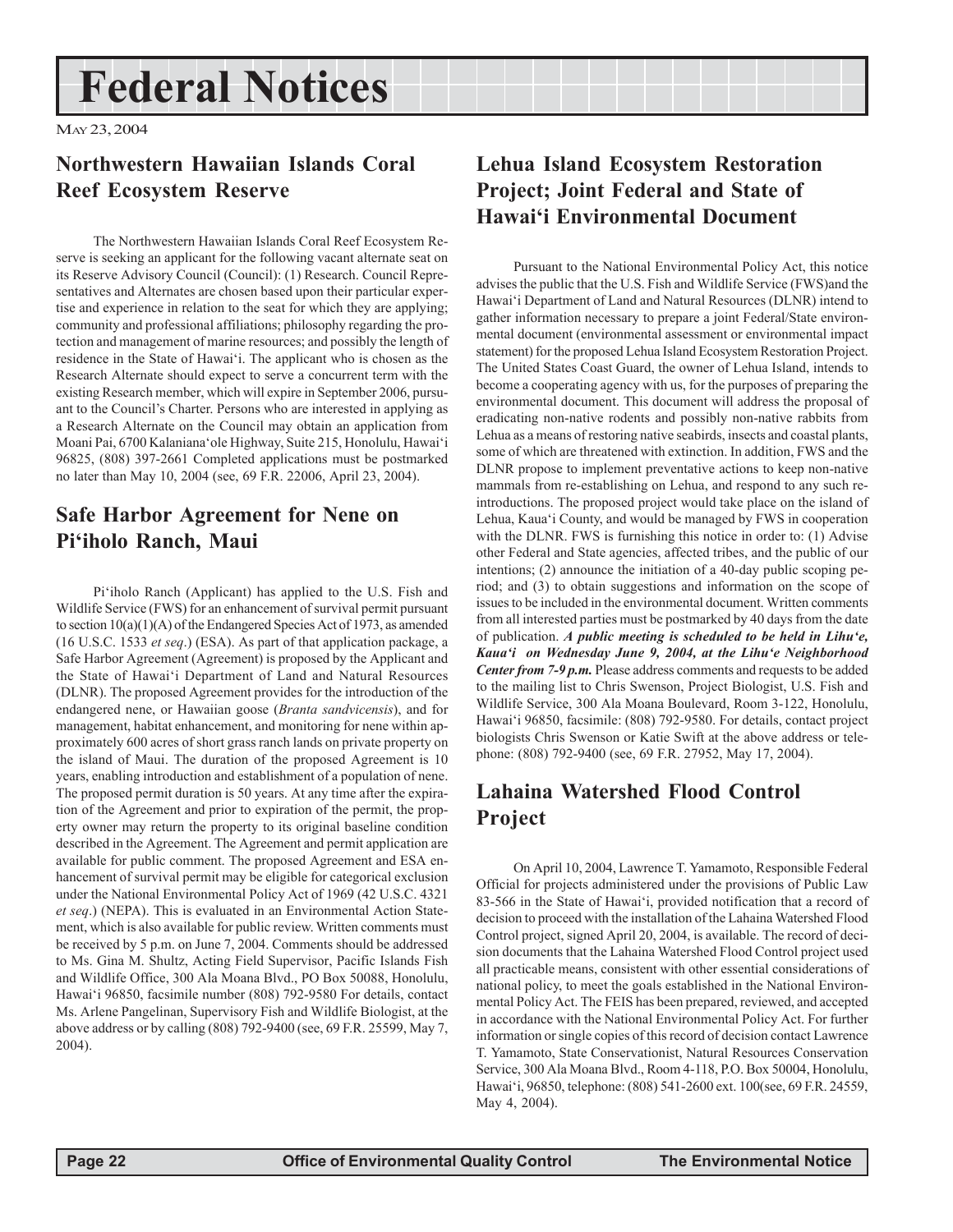# Federal Notices

May 23, 2004

## Northwestern Hawaiian Islands Coral Reef Ecosystem Reserve

The Northwestern Hawaiian Islands Coral Reef Ecosystem Reserve is seeking an applicant for the following vacant alternate seat on its Reserve Advisory Council (Council): (1) Research. Council Representatives and Alternates are chosen based upon their particular expertise and experience in relation to the seat for which they are applying; community and professional affiliations; philosophy regarding the protection and management of marine resources; and possibly the length of residence in the State of Hawai'i. The applicant who is chosen as the Research Alternate should expect to serve a concurrent term with the existing Research member, which will expire in September 2006, pursuant to the Council's Charter. Persons who are interested in applying as a Research Alternate on the Council may obtain an application from Moani Pai, 6700 Kalaniana'ole Highway, Suite 215, Honolulu, Hawai'i 96825, (808) 397-2661 Completed applications must be postmarked no later than May 10, 2004 (see, 69 F.R. 22006, April 23, 2004).

## Safe Harbor Agreement for Nene on Pi'iholo Ranch, Maui

Pi'iholo Ranch (Applicant) has applied to the U.S. Fish and Wildlife Service (FWS) for an enhancement of survival permit pursuant to section 10(a)(1)(A) of the Endangered Species Act of 1973, as amended (16 U.S.C. 1533 *et seq*.) (ESA). As part of that application package, a Safe Harbor Agreement (Agreement) is proposed by the Applicant and the State of Hawai'i Department of Land and Natural Resources (DLNR). The proposed Agreement provides for the introduction of the endangered nene, or Hawaiian goose (*Branta sandvicensis*), and for management, habitat enhancement, and monitoring for nene within approximately 600 acres of short grass ranch lands on private property on the island of Maui. The duration of the proposed Agreement is 10 years, enabling introduction and establishment of a population of nene. The proposed permit duration is 50 years. At any time after the expiration of the Agreement and prior to expiration of the permit, the property owner may return the property to its original baseline condition described in the Agreement. The Agreement and permit application are available for public comment. The proposed Agreement and ESA enhancement of survival permit may be eligible for categorical exclusion under the National Environmental Policy Act of 1969 (42 U.S.C. 4321 *et seq*.) (NEPA). This is evaluated in an Environmental Action Statement, which is also available for public review. Written comments must be received by 5 p.m. on June 7, 2004. Comments should be addressed to Ms. Gina M. Shultz, Acting Field Supervisor, Pacific Islands Fish and Wildlife Office, 300 Ala Moana Blvd., PO Box 50088, Honolulu, Hawai'i 96850, facsimile number (808) 792-9580 For details, contact Ms. Arlene Pangelinan, Supervisory Fish and Wildlife Biologist, at the above address or by calling (808) 792-9400 (see, 69 F.R. 25599, May 7, 2004).

## Lehua Island Ecosystem Restoration Project; Joint Federal and State of Hawai'i Environmental Document

Pursuant to the National Environmental Policy Act, this notice advises the public that the U.S. Fish and Wildlife Service (FWS)and the Hawai'i Department of Land and Natural Resources (DLNR) intend to gather information necessary to prepare a joint Federal/State environmental document (environmental assessment or environmental impact statement) for the proposed Lehua Island Ecosystem Restoration Project. The United States Coast Guard, the owner of Lehua Island, intends to become a cooperating agency with us, for the purposes of preparing the environmental document. This document will address the proposal of eradicating non-native rodents and possibly non-native rabbits from Lehua as a means of restoring native seabirds, insects and coastal plants, some of which are threatened with extinction. In addition, FWS and the DLNR propose to implement preventative actions to keep non-native mammals from re-establishing on Lehua, and respond to any such re-introductions. The proposed project would take place on the island of Lehua, Kaua'i County, and would be managed by FWS in cooperation with the DLNR. FWS is furnishing this notice in order to: (1) Advise other Federal and State agencies, affected tribes, and the public of our intentions; (2) announce the initiation of a 40-day public scoping period; and (3) to obtain suggestions and information on the scope of issues to be included in the environmental document. Written comments from all interested parties must be postmarked by 40 days from the date of publication. ***A public meeting is scheduled to be held in Lihu'e, Kaua'i on Wednesday June 9, 2004, at the Lihu'e Neighborhood Center from 7-9 p.m.*** Please address comments and requests to be added to the mailing list to Chris Swenson, Project Biologist, U.S. Fish and Wildlife Service, 300 Ala Moana Boulevard, Room 3-122, Honolulu, Hawai'i 96850, facsimile: (808) 792-9580. For details, contact project biologists Chris Swenson or Katie Swift at the above address or telephone: (808) 792-9400 (see, 69 F.R. 27952, May 17, 2004).

## Lahaina Watershed Flood Control Project

On April 10, 2004, Lawrence T. Yamamoto, Responsible Federal Official for projects administered under the provisions of Public Law 83-566 in the State of Hawai'i, provided notification that a record of decision to proceed with the installation of the Lahaina Watershed Flood Control project, signed April 20, 2004, is available. The record of decision documents that the Lahaina Watershed Flood Control project used all practicable means, consistent with other essential considerations of national policy, to meet the goals established in the National Environmental Policy Act. The FEIS has been prepared, reviewed, and accepted in accordance with the National Environmental Policy Act. For further information or single copies of this record of decision contact Lawrence T. Yamamoto, State Conservationist, Natural Resources Conservation Service, 300 Ala Moana Blvd., Room 4-118, P.O. Box 50004, Honolulu, Hawai'i, 96850, telephone: (808) 541-2600 ext. 100(see, 69 F.R. 24559, May 4, 2004).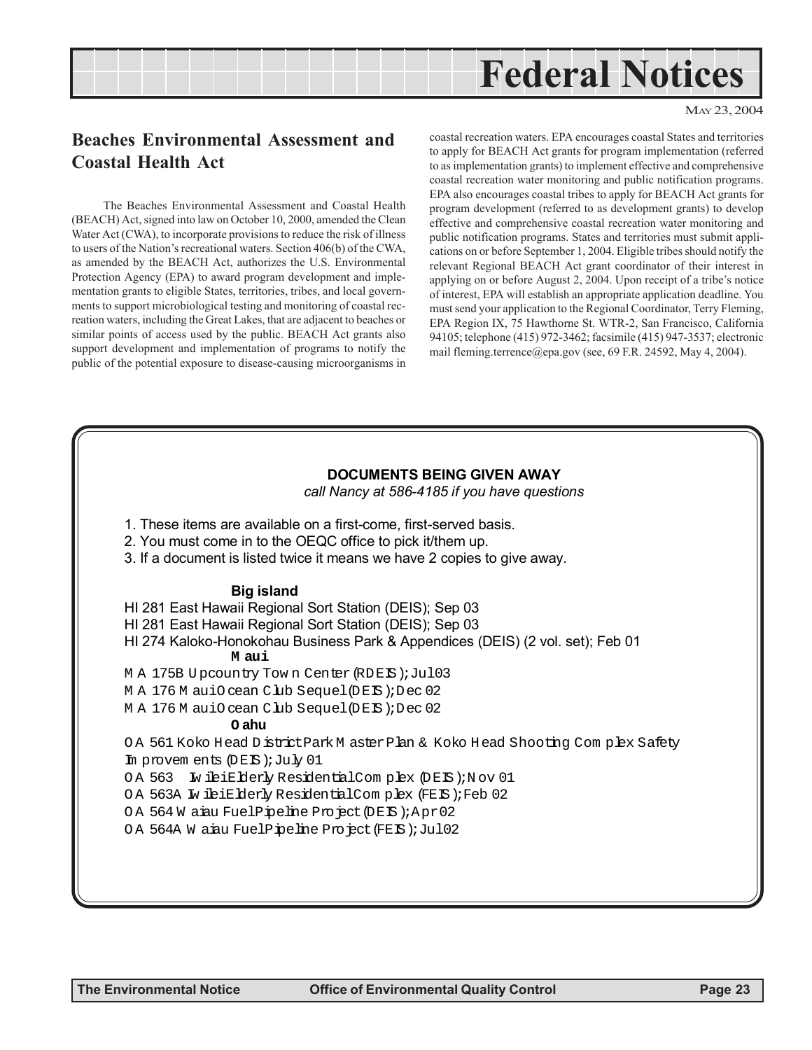# Federal Notices

MAY 23, 2004

## Beaches Environmental Assessment and Coastal Health Act

The Beaches Environmental Assessment and Coastal Health (BEACH) Act, signed into law on October 10, 2000, amended the Clean Water Act (CWA), to incorporate provisions to reduce the risk of illness to users of the Nation's recreational waters. Section 406(b) of the CWA, as amended by the BEACH Act, authorizes the U.S. Environmental Protection Agency (EPA) to award program development and implementation grants to eligible States, territories, tribes, and local governments to support microbiological testing and monitoring of coastal recreation waters, including the Great Lakes, that are adjacent to beaches or similar points of access used by the public. BEACH Act grants also support development and implementation of programs to notify the public of the potential exposure to disease-causing microorganisms in coastal recreation waters. EPA encourages coastal States and territories to apply for BEACH Act grants for program implementation (referred to as implementation grants) to implement effective and comprehensive coastal recreation water monitoring and public notification programs. EPA also encourages coastal tribes to apply for BEACH Act grants for program development (referred to as development grants) to develop effective and comprehensive coastal recreation water monitoring and public notification programs. States and territories must submit applications on or before September 1, 2004. Eligible tribes should notify the relevant Regional BEACH Act grant coordinator of their interest in applying on or before August 2, 2004. Upon receipt of a tribe's notice of interest, EPA will establish an appropriate application deadline. You must send your application to the Regional Coordinator, Terry Fleming, EPA Region IX, 75 Hawthorne St. WTR-2, San Francisco, California 94105; telephone (415) 972-3462; facsimile (415) 947-3537; electronic mail fleming.terrence@epa.gov (see, 69 F.R. 24592, May 4, 2004).

**DOCUMENTS BEING GIVEN AWAY**

*call Nancy at 586-4185 if you have questions*

1. These items are available on a first-come, first-served basis.
2. You must come in to the OEQC office to pick it/them up.
3. If a document is listed twice it means we have 2 copies to give away.

**Big island**

HI 281 East Hawaii Regional Sort Station (DEIS); Sep 03
HI 281 East Hawaii Regional Sort Station (DEIS); Sep 03
HI 274 Kaloko-Honokohau Business Park & Appendices (DEIS) (2 vol. set); Feb 01

**Maui**

MA 175B Upcountry Town Center (RDEIS); Jul 03
MA 176 Maui Ocean Club Sequel (DEIS); Dec 02
MA 176 Maui Ocean Club Sequel (DEIS); Dec 02

**Oahu**

OA 561 Koko Head District Park Master Plan & Koko Head Shooting Complex Safety Improvements (DEIS); July 01
OA 563 Iwilei Elderly Residential Complex (DEIS); Nov 01
OA 563A Iwilei Elderly Residential Complex (FEIS); Feb 02
OA 564 Waiau Fuel Pipeline Project (DEIS); Apr 02
OA 564A Waiau Fuel Pipeline Project (FEIS); Jul 02